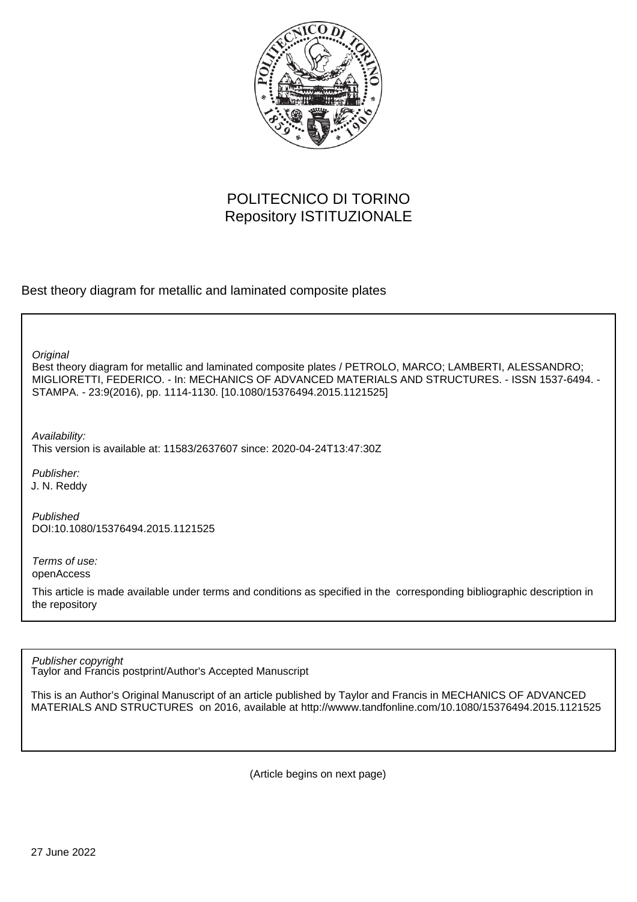POLITECNICO DI TORINO
Repository ISTITUZIONALE

Best theory diagram for metallic and laminated composite plates

*Original*
Best theory diagram for metallic and laminated composite plates / PETROLO, MARCO; LAMBERTI, ALESSANDRO; MIGLIORETTI, FEDERICO. - In: MECHANICS OF ADVANCED MATERIALS AND STRUCTURES. - ISSN 1537-6494. - STAMPA. - 23:9(2016), pp. 1114-1130. [10.1080/15376494.2015.1121525]

*Availability:*
This version is available at: 11583/2637607 since: 2020-04-24T13:47:30Z

*Publisher:*
J. N. Reddy

*Published*
DOI:10.1080/15376494.2015.1121525

*Terms of use:*
openAccess

This article is made available under terms and conditions as specified in the corresponding bibliographic description in the repository

*Publisher copyright*
Taylor and Francis postprint/Author's Accepted Manuscript

This is an Author's Original Manuscript of an article published by Taylor and Francis in MECHANICS OF ADVANCED MATERIALS AND STRUCTURES on 2016, available at http://wwww.tandfonline.com/10.1080/15376494.2015.1121525

(Article begins on next page)

27 June 2022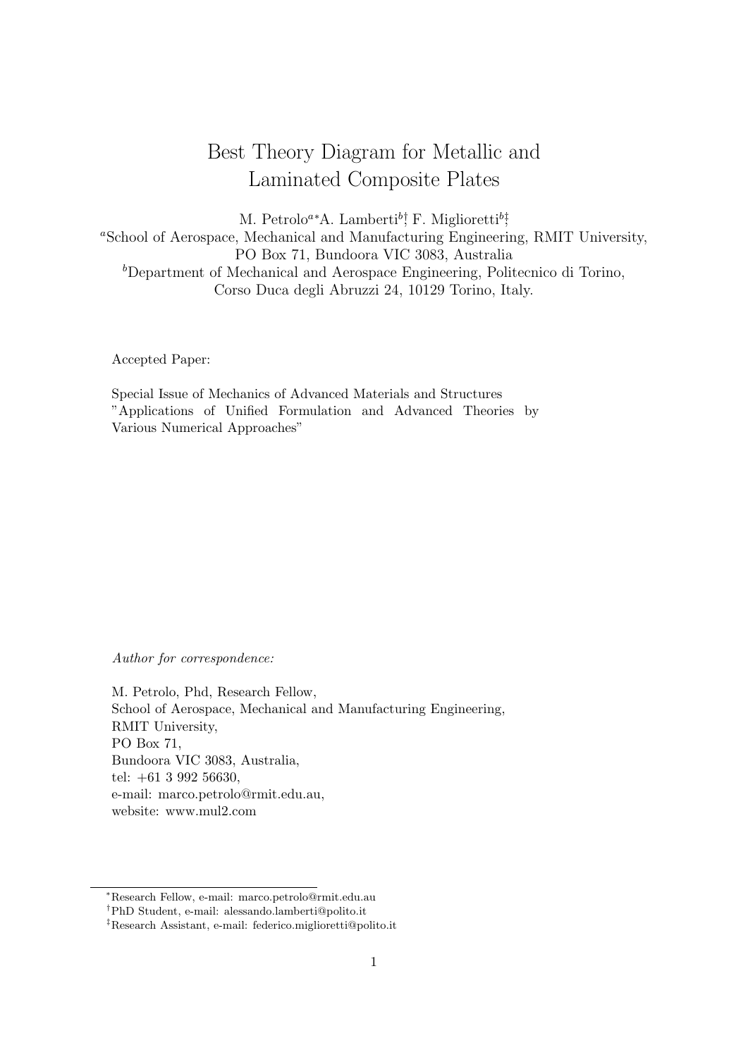# Best Theory Diagram for Metallic and Laminated Composite Plates

M. Petrolo[a*] A. Lamberti[b†] F. Miglioretti[b‡]

[a]School of Aerospace, Mechanical and Manufacturing Engineering, RMIT University, PO Box 71, Bundoora VIC 3083, Australia

[b]Department of Mechanical and Aerospace Engineering, Politecnico di Torino, Corso Duca degli Abruzzi 24, 10129 Torino, Italy.

Accepted Paper:

Special Issue of Mechanics of Advanced Materials and Structures "Applications of Unified Formulation and Advanced Theories by Various Numerical Approaches"

*Author for correspondence:*

M. Petrolo, Phd, Research Fellow,
School of Aerospace, Mechanical and Manufacturing Engineering,
RMIT University,
PO Box 71,
Bundoora VIC 3083, Australia,
tel: +61 3 992 56630,
e-mail: marco.petrolo@rmit.edu.au,
website: www.mul2.com

---

*Research Fellow, e-mail: marco.petrolo@rmit.edu.au

†PhD Student, e-mail: alessando.lamberti@polito.it

‡Research Assistant, e-mail: federico.miglioretti@polito.it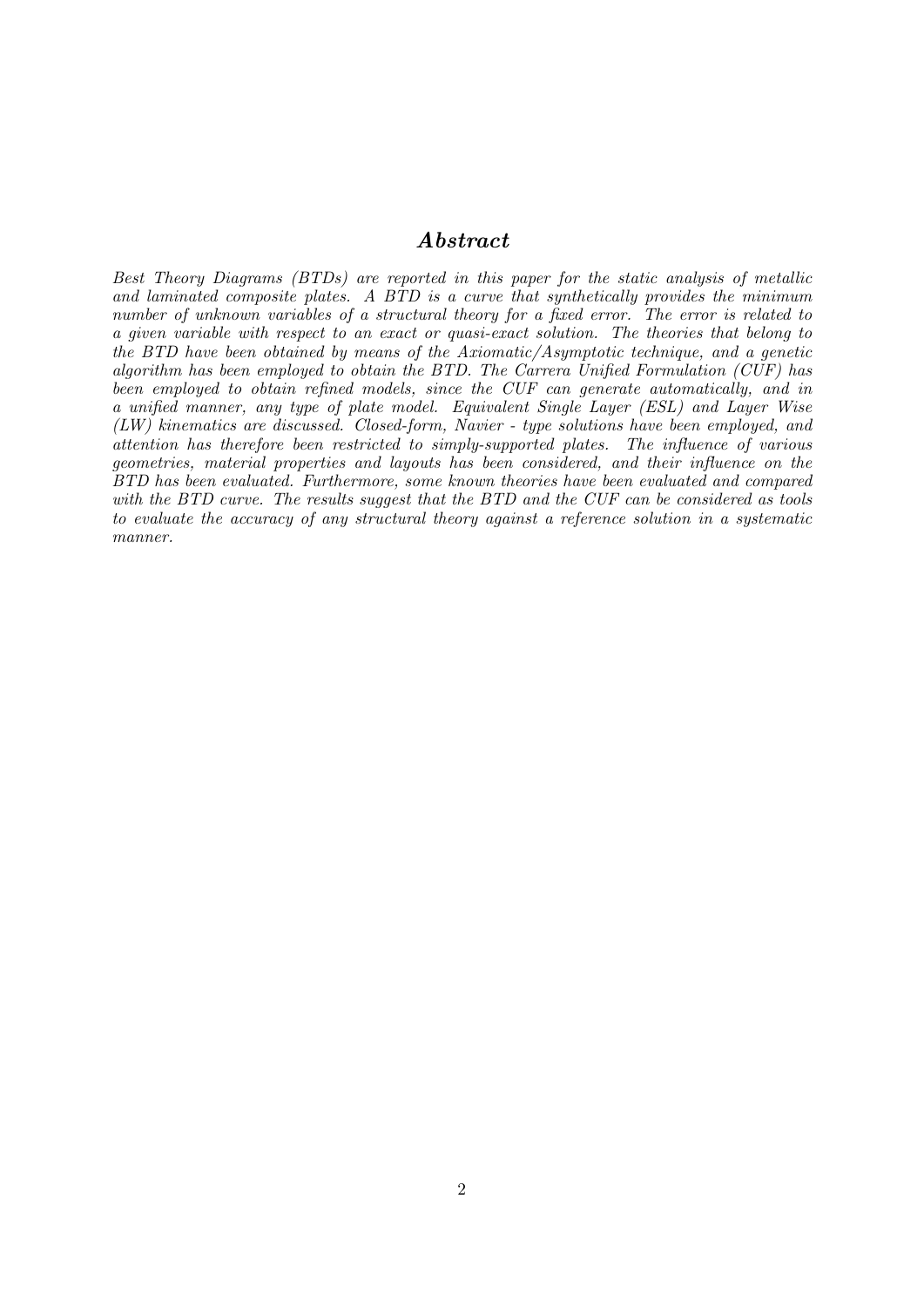## *Abstract*

*Best Theory Diagrams (BTDs) are reported in this paper for the static analysis of metallic and laminated composite plates. A BTD is a curve that synthetically provides the minimum number of unknown variables of a structural theory for a fixed error. The error is related to a given variable with respect to an exact or quasi-exact solution. The theories that belong to the BTD have been obtained by means of the Axiomatic/Asymptotic technique, and a genetic algorithm has been employed to obtain the BTD. The Carrera Unified Formulation (CUF) has been employed to obtain refined models, since the CUF can generate automatically, and in a unified manner, any type of plate model. Equivalent Single Layer (ESL) and Layer Wise (LW) kinematics are discussed. Closed-form, Navier - type solutions have been employed, and attention has therefore been restricted to simply-supported plates. The influence of various geometries, material properties and layouts has been considered, and their influence on the BTD has been evaluated. Furthermore, some known theories have been evaluated and compared with the BTD curve. The results suggest that the BTD and the CUF can be considered as tools to evaluate the accuracy of any structural theory against a reference solution in a systematic manner.*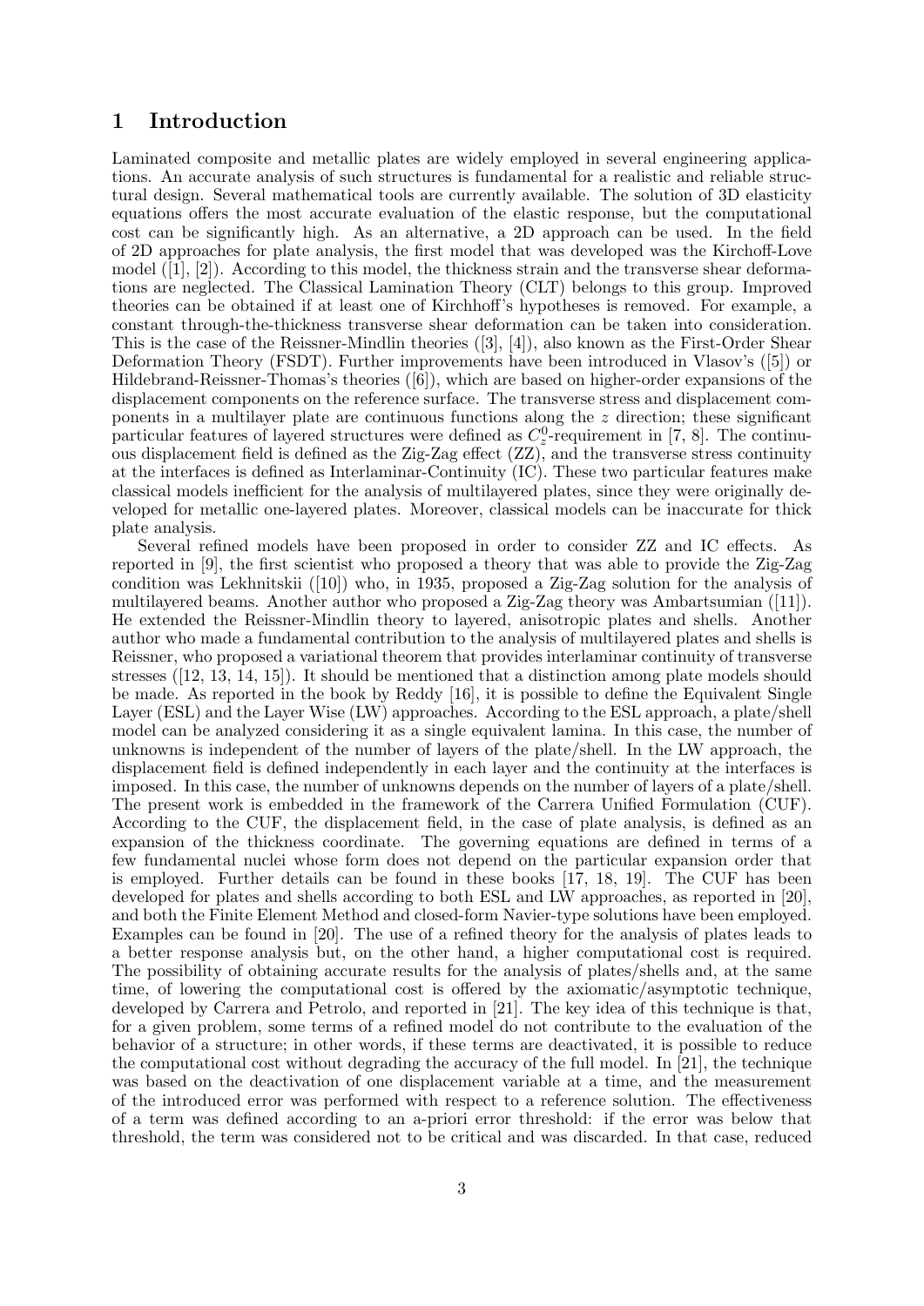# 1 Introduction

Laminated composite and metallic plates are widely employed in several engineering applications. An accurate analysis of such structures is fundamental for a realistic and reliable structural design. Several mathematical tools are currently available. The solution of 3D elasticity equations offers the most accurate evaluation of the elastic response, but the computational cost can be significantly high. As an alternative, a 2D approach can be used. In the field of 2D approaches for plate analysis, the first model that was developed was the Kirchoff-Love model ([1], [2]). According to this model, the thickness strain and the transverse shear deformations are neglected. The Classical Lamination Theory (CLT) belongs to this group. Improved theories can be obtained if at least one of Kirchhoff's hypotheses is removed. For example, a constant through-the-thickness transverse shear deformation can be taken into consideration. This is the case of the Reissner-Mindlin theories ([3], [4]), also known as the First-Order Shear Deformation Theory (FSDT). Further improvements have been introduced in Vlasov's ([5]) or Hildebrand-Reissner-Thomas's theories ([6]), which are based on higher-order expansions of the displacement components on the reference surface. The transverse stress and displacement components in a multilayer plate are continuous functions along the $z$ direction; these significant particular features of layered structures were defined as $C^0_z$-requirement in [7, 8]. The continuous displacement field is defined as the Zig-Zag effect (ZZ), and the transverse stress continuity at the interfaces is defined as Interlaminar-Continuity (IC). These two particular features make classical models inefficient for the analysis of multilayered plates, since they were originally developed for metallic one-layered plates. Moreover, classical models can be inaccurate for thick plate analysis.

Several refined models have been proposed in order to consider ZZ and IC effects. As reported in [9], the first scientist who proposed a theory that was able to provide the Zig-Zag condition was Lekhnitskii ([10]) who, in 1935, proposed a Zig-Zag solution for the analysis of multilayered beams. Another author who proposed a Zig-Zag theory was Ambartsumian ([11]). He extended the Reissner-Mindlin theory to layered, anisotropic plates and shells. Another author who made a fundamental contribution to the analysis of multilayered plates and shells is Reissner, who proposed a variational theorem that provides interlaminar continuity of transverse stresses ([12, 13, 14, 15]). It should be mentioned that a distinction among plate models should be made. As reported in the book by Reddy [16], it is possible to define the Equivalent Single Layer (ESL) and the Layer Wise (LW) approaches. According to the ESL approach, a plate/shell model can be analyzed considering it as a single equivalent lamina. In this case, the number of unknowns is independent of the number of layers of the plate/shell. In the LW approach, the displacement field is defined independently in each layer and the continuity at the interfaces is imposed. In this case, the number of unknowns depends on the number of layers of a plate/shell. The present work is embedded in the framework of the Carrera Unified Formulation (CUF). According to the CUF, the displacement field, in the case of plate analysis, is defined as an expansion of the thickness coordinate. The governing equations are defined in terms of a few fundamental nuclei whose form does not depend on the particular expansion order that is employed. Further details can be found in these books [17, 18, 19]. The CUF has been developed for plates and shells according to both ESL and LW approaches, as reported in [20], and both the Finite Element Method and closed-form Navier-type solutions have been employed. Examples can be found in [20]. The use of a refined theory for the analysis of plates leads to a better response analysis but, on the other hand, a higher computational cost is required. The possibility of obtaining accurate results for the analysis of plates/shells and, at the same time, of lowering the computational cost is offered by the axiomatic/asymptotic technique, developed by Carrera and Petrolo, and reported in [21]. The key idea of this technique is that, for a given problem, some terms of a refined model do not contribute to the evaluation of the behavior of a structure; in other words, if these terms are deactivated, it is possible to reduce the computational cost without degrading the accuracy of the full model. In [21], the technique was based on the deactivation of one displacement variable at a time, and the measurement of the introduced error was performed with respect to a reference solution. The effectiveness of a term was defined according to an a-priori error threshold: if the error was below that threshold, the term was considered not to be critical and was discarded. In that case, reduced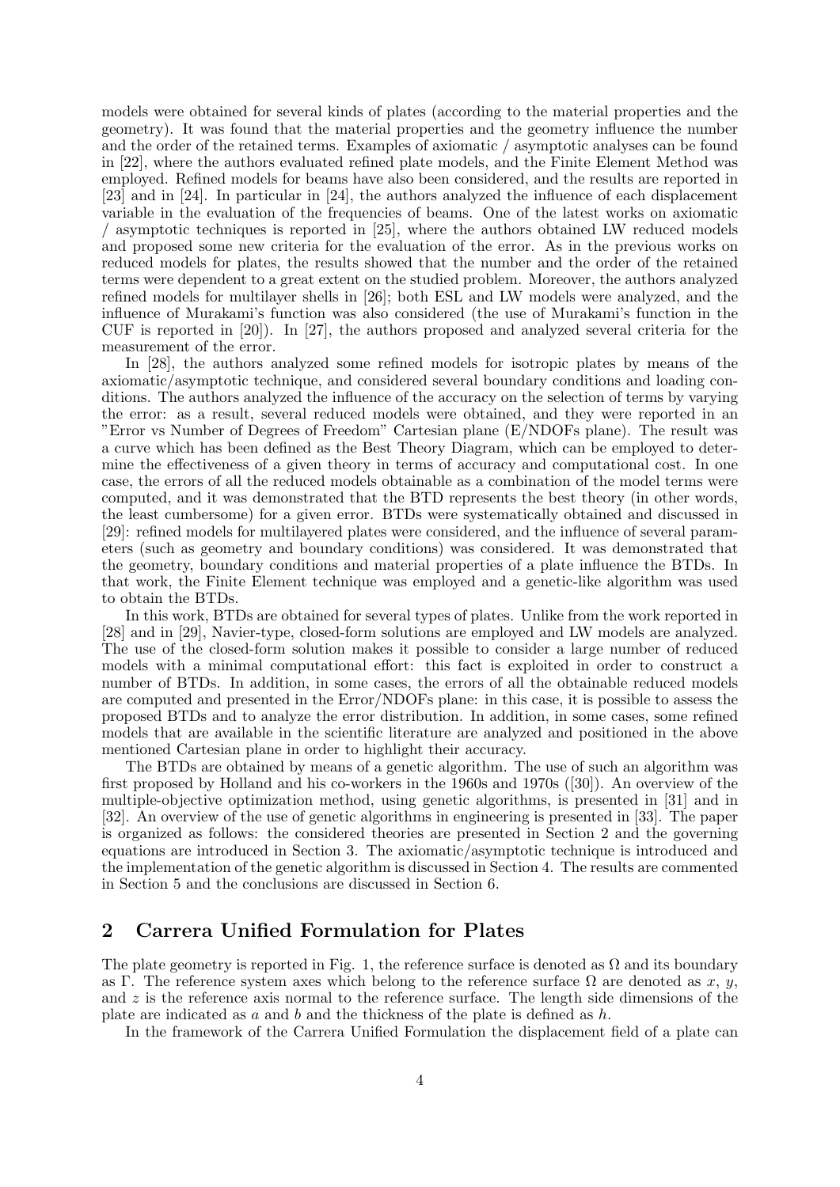models were obtained for several kinds of plates (according to the material properties and the geometry). It was found that the material properties and the geometry influence the number and the order of the retained terms. Examples of axiomatic / asymptotic analyses can be found in [22], where the authors evaluated refined plate models, and the Finite Element Method was employed. Refined models for beams have also been considered, and the results are reported in [23] and in [24]. In particular in [24], the authors analyzed the influence of each displacement variable in the evaluation of the frequencies of beams. One of the latest works on axiomatic / asymptotic techniques is reported in [25], where the authors obtained LW reduced models and proposed some new criteria for the evaluation of the error. As in the previous works on reduced models for plates, the results showed that the number and the order of the retained terms were dependent to a great extent on the studied problem. Moreover, the authors analyzed refined models for multilayer shells in [26]; both ESL and LW models were analyzed, and the influence of Murakami's function was also considered (the use of Murakami's function in the CUF is reported in [20]). In [27], the authors proposed and analyzed several criteria for the measurement of the error.

In [28], the authors analyzed some refined models for isotropic plates by means of the axiomatic/asymptotic technique, and considered several boundary conditions and loading conditions. The authors analyzed the influence of the accuracy on the selection of terms by varying the error: as a result, several reduced models were obtained, and they were reported in an "Error vs Number of Degrees of Freedom" Cartesian plane (E/NDOFs plane). The result was a curve which has been defined as the Best Theory Diagram, which can be employed to determine the effectiveness of a given theory in terms of accuracy and computational cost. In one case, the errors of all the reduced models obtainable as a combination of the model terms were computed, and it was demonstrated that the BTD represents the best theory (in other words, the least cumbersome) for a given error. BTDs were systematically obtained and discussed in [29]: refined models for multilayered plates were considered, and the influence of several parameters (such as geometry and boundary conditions) was considered. It was demonstrated that the geometry, boundary conditions and material properties of a plate influence the BTDs. In that work, the Finite Element technique was employed and a genetic-like algorithm was used to obtain the BTDs.

In this work, BTDs are obtained for several types of plates. Unlike from the work reported in [28] and in [29], Navier-type, closed-form solutions are employed and LW models are analyzed. The use of the closed-form solution makes it possible to consider a large number of reduced models with a minimal computational effort: this fact is exploited in order to construct a number of BTDs. In addition, in some cases, the errors of all the obtainable reduced models are computed and presented in the Error/NDOFs plane: in this case, it is possible to assess the proposed BTDs and to analyze the error distribution. In addition, in some cases, some refined models that are available in the scientific literature are analyzed and positioned in the above mentioned Cartesian plane in order to highlight their accuracy.

The BTDs are obtained by means of a genetic algorithm. The use of such an algorithm was first proposed by Holland and his co-workers in the 1960s and 1970s ([30]). An overview of the multiple-objective optimization method, using genetic algorithms, is presented in [31] and in [32]. An overview of the use of genetic algorithms in engineering is presented in [33]. The paper is organized as follows: the considered theories are presented in Section 2 and the governing equations are introduced in Section 3. The axiomatic/asymptotic technique is introduced and the implementation of the genetic algorithm is discussed in Section 4. The results are commented in Section 5 and the conclusions are discussed in Section 6.

## 2 Carrera Unified Formulation for Plates

The plate geometry is reported in Fig. 1, the reference surface is denoted as $\Omega$ and its boundary as $\Gamma$. The reference system axes which belong to the reference surface $\Omega$ are denoted as $x$, $y$, and $z$ is the reference axis normal to the reference surface. The length side dimensions of the plate are indicated as $a$ and $b$ and the thickness of the plate is defined as $h$.

In the framework of the Carrera Unified Formulation the displacement field of a plate can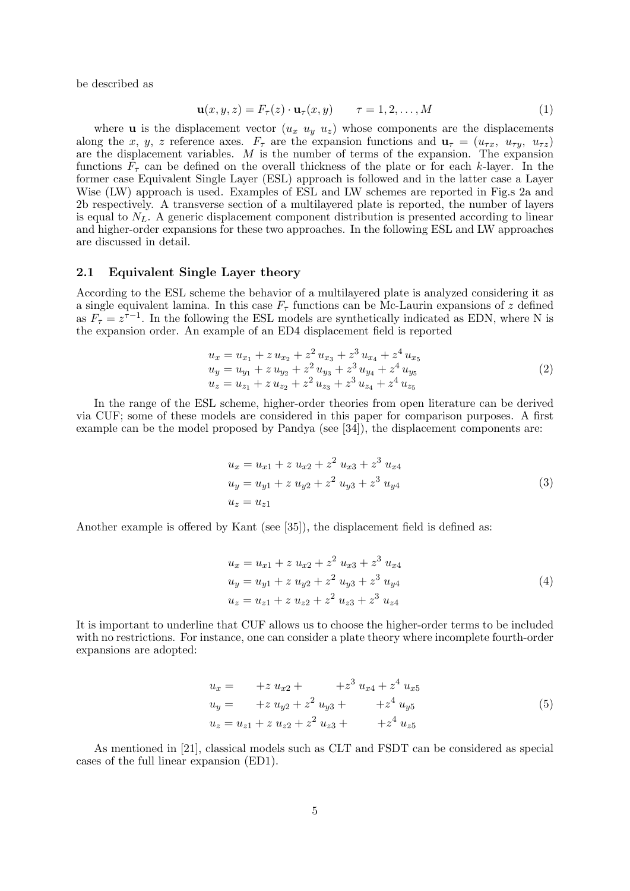be described as

$$\mathbf{u}(x,y,z) = F_\tau(z) \cdot \mathbf{u}_\tau(x,y) \qquad \tau = 1,2,\dots,M \tag{1}$$

where $\mathbf{u}$ is the displacement vector ($u_x \; u_y \; u_z$) whose components are the displacements along the $x$, $y$, $z$ reference axes. $F_\tau$ are the expansion functions and $\mathbf{u}_\tau = (u_{\tau x}, \; u_{\tau y}, \; u_{\tau z})$ are the displacement variables. $M$ is the number of terms of the expansion. The expansion functions $F_\tau$ can be defined on the overall thickness of the plate or for each $k$-layer. In the former case Equivalent Single Layer (ESL) approach is followed and in the latter case a Layer Wise (LW) approach is used. Examples of ESL and LW schemes are reported in Fig.s 2a and 2b respectively. A transverse section of a multilayered plate is reported, the number of layers is equal to $N_L$. A generic displacement component distribution is presented according to linear and higher-order expansions for these two approaches. In the following ESL and LW approaches are discussed in detail.

## 2.1 Equivalent Single Layer theory

According to the ESL scheme the behavior of a multilayered plate is analyzed considering it as a single equivalent lamina. In this case $F_\tau$ functions can be Mc-Laurin expansions of $z$ defined as $F_\tau = z^{\tau-1}$. In the following the ESL models are synthetically indicated as EDN, where N is the expansion order. An example of an ED4 displacement field is reported

$$\begin{aligned}
u_x &= u_{x_1} + z\,u_{x_2} + z^2\,u_{x_3} + z^3\,u_{x_4} + z^4\,u_{x_5} \\
u_y &= u_{y_1} + z\,u_{y_2} + z^2\,u_{y_3} + z^3\,u_{y_4} + z^4\,u_{y_5} \\
u_z &= u_{z_1} + z\,u_{z_2} + z^2\,u_{z_3} + z^3\,u_{z_4} + z^4\,u_{z_5}
\end{aligned} \tag{2}$$

In the range of the ESL scheme, higher-order theories from open literature can be derived via CUF; some of these models are considered in this paper for comparison purposes. A first example can be the model proposed by Pandya (see [34]), the displacement components are:

$$\begin{aligned}
u_x &= u_{x1} + z\;u_{x2} + z^2\;u_{x3} + z^3\;u_{x4} \\
u_y &= u_{y1} + z\;u_{y2} + z^2\;u_{y3} + z^3\;u_{y4} \\
u_z &= u_{z1}
\end{aligned} \tag{3}$$

Another example is offered by Kant (see [35]), the displacement field is defined as:

$$\begin{aligned}
u_x &= u_{x1} + z\;u_{x2} + z^2\;u_{x3} + z^3\;u_{x4} \\
u_y &= u_{y1} + z\;u_{y2} + z^2\;u_{y3} + z^3\;u_{y4} \\
u_z &= u_{z1} + z\;u_{z2} + z^2\;u_{z3} + z^3\;u_{z4}
\end{aligned} \tag{4}$$

It is important to underline that CUF allows us to choose the higher-order terms to be included with no restrictions. For instance, one can consider a plate theory where incomplete fourth-order expansions are adopted:

$$\begin{aligned}
u_x &= \qquad + z\;u_{x2} + \qquad\quad + z^3\;u_{x4} + z^4\;u_{x5} \\
u_y &= \qquad + z\;u_{y2} + z^2\;u_{y3} + \qquad\quad + z^4\;u_{y5} \\
u_z &= u_{z1} + z\;u_{z2} + z^2\;u_{z3} + \qquad\quad + z^4\;u_{z5}
\end{aligned} \tag{5}$$

As mentioned in [21], classical models such as CLT and FSDT can be considered as special cases of the full linear expansion (ED1).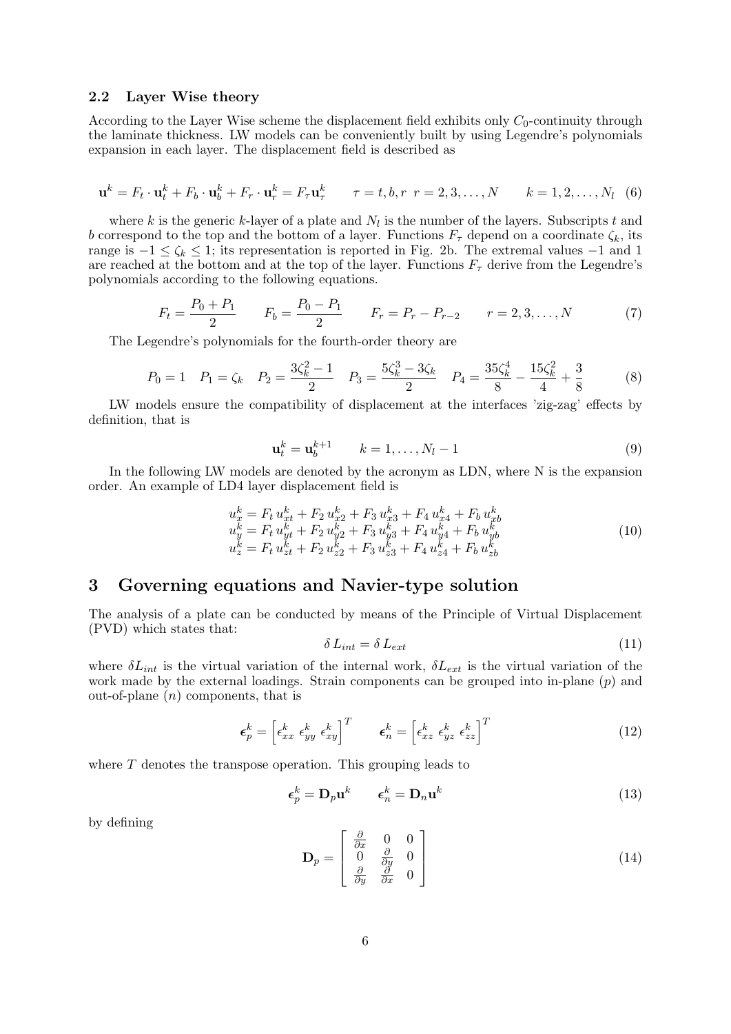### 2.2 Layer Wise theory

According to the Layer Wise scheme the displacement field exhibits only $C_0$-continuity through the laminate thickness. LW models can be conveniently built by using Legendre's polynomials expansion in each layer. The displacement field is described as

$$\mathbf{u}^k = F_t \cdot \mathbf{u}_t^k + F_b \cdot \mathbf{u}_b^k + F_r \cdot \mathbf{u}_r^k = F_\tau \mathbf{u}_\tau^k \qquad \tau = t, b, r \;\; r = 2, 3, \ldots, N \qquad k = 1, 2, \ldots, N_l \quad (6)$$

where $k$ is the generic $k$-layer of a plate and $N_l$ is the number of the layers. Subscripts $t$ and $b$ correspond to the top and the bottom of a layer. Functions $F_\tau$ depend on a coordinate $\zeta_k$, its range is $-1 \leq \zeta_k \leq 1$; its representation is reported in Fig. 2b. The extremal values $-1$ and 1 are reached at the bottom and at the top of the layer. Functions $F_\tau$ derive from the Legendre's polynomials according to the following equations.

$$F_t = \frac{P_0 + P_1}{2} \qquad F_b = \frac{P_0 - P_1}{2} \qquad F_r = P_r - P_{r-2} \qquad r = 2, 3, \ldots, N \quad (7)$$

The Legendre's polynomials for the fourth-order theory are

$$P_0 = 1 \quad P_1 = \zeta_k \quad P_2 = \frac{3\zeta_k^2 - 1}{2} \quad P_3 = \frac{5\zeta_k^3 - 3\zeta_k}{2} \quad P_4 = \frac{35\zeta_k^4}{8} - \frac{15\zeta_k^2}{4} + \frac{3}{8} \quad (8)$$

LW models ensure the compatibility of displacement at the interfaces 'zig-zag' effects by definition, that is

$$\mathbf{u}_t^k = \mathbf{u}_b^{k+1} \qquad k = 1, \ldots, N_l - 1 \quad (9)$$

In the following LW models are denoted by the acronym as LDN, where N is the expansion order. An example of LD4 layer displacement field is

$$\begin{aligned} u_x^k &= F_t\, u_{xt}^k + F_2\, u_{x2}^k + F_3\, u_{x3}^k + F_4\, u_{x4}^k + F_b\, u_{xb}^k \\ u_y^k &= F_t\, u_{yt}^k + F_2\, u_{y2}^k + F_3\, u_{y3}^k + F_4\, u_{y4}^k + F_b\, u_{yb}^k \\ u_z^k &= F_t\, u_{zt}^k + F_2\, u_{z2}^k + F_3\, u_{z3}^k + F_4\, u_{z4}^k + F_b\, u_{zb}^k \end{aligned} \quad (10)$$

## 3 Governing equations and Navier-type solution

The analysis of a plate can be conducted by means of the Principle of Virtual Displacement (PVD) which states that:

$$\delta\, L_{int} = \delta\, L_{ext} \quad (11)$$

where $\delta L_{int}$ is the virtual variation of the internal work, $\delta L_{ext}$ is the virtual variation of the work made by the external loadings. Strain components can be grouped into in-plane ($p$) and out-of-plane ($n$) components, that is

$$\boldsymbol{\epsilon}_p^k = \left[\epsilon_{xx}^k \;\, \epsilon_{yy}^k \;\, \epsilon_{xy}^k\right]^T \qquad \boldsymbol{\epsilon}_n^k = \left[\epsilon_{xz}^k \;\, \epsilon_{yz}^k \;\, \epsilon_{zz}^k\right]^T \quad (12)$$

where $T$ denotes the transpose operation. This grouping leads to

$$\boldsymbol{\epsilon}_p^k = \mathbf{D}_p \mathbf{u}^k \qquad \boldsymbol{\epsilon}_n^k = \mathbf{D}_n \mathbf{u}^k \quad (13)$$

by defining

$$\mathbf{D}_p = \begin{bmatrix} \frac{\partial}{\partial x} & 0 & 0 \\ 0 & \frac{\partial}{\partial y} & 0 \\ \frac{\partial}{\partial y} & \frac{\partial}{\partial x} & 0 \end{bmatrix} \quad (14)$$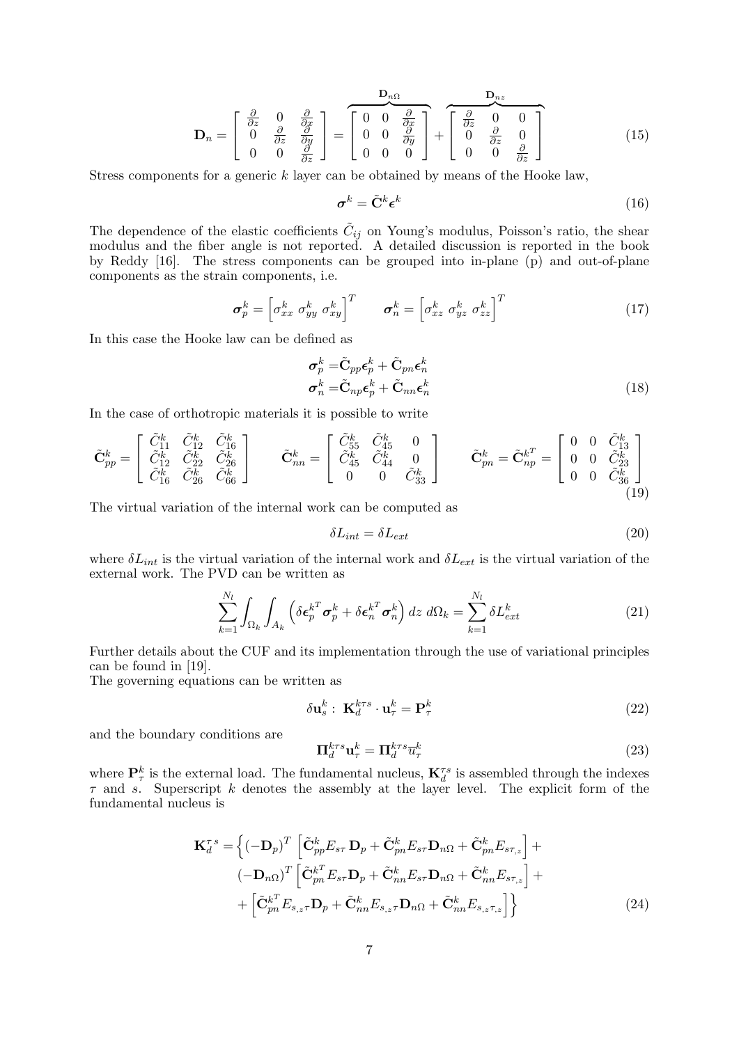$$
\mathbf{D}_n = \begin{bmatrix} \frac{\partial}{\partial z} & 0 & \frac{\partial}{\partial x} \\ 0 & \frac{\partial}{\partial z} & \frac{\partial}{\partial y} \\ 0 & 0 & \frac{\partial}{\partial z} \end{bmatrix} = \overbrace{\begin{bmatrix} 0 & 0 & \frac{\partial}{\partial x} \\ 0 & 0 & \frac{\partial}{\partial y} \\ 0 & 0 & 0 \end{bmatrix}}^{\mathbf{D}_{n\Omega}} + \overbrace{\begin{bmatrix} \frac{\partial}{\partial z} & 0 & 0 \\ 0 & \frac{\partial}{\partial z} & 0 \\ 0 & 0 & \frac{\partial}{\partial z} \end{bmatrix}}^{\mathbf{D}_{nz}} \tag{15}
$$

Stress components for a generic $k$ layer can be obtained by means of the Hooke law,

$$
\boldsymbol{\sigma}^k = \tilde{\mathbf{C}}^k \boldsymbol{\epsilon}^k \tag{16}
$$

The dependence of the elastic coefficients $\tilde{C}_{ij}$ on Young's modulus, Poisson's ratio, the shear modulus and the fiber angle is not reported. A detailed discussion is reported in the book by Reddy [16]. The stress components can be grouped into in-plane (p) and out-of-plane components as the strain components, i.e.

$$
\boldsymbol{\sigma}_p^k = \left[\sigma_{xx}^k \ \sigma_{yy}^k \ \sigma_{xy}^k\right]^T \qquad \boldsymbol{\sigma}_n^k = \left[\sigma_{xz}^k \ \sigma_{yz}^k \ \sigma_{zz}^k\right]^T \tag{17}
$$

In this case the Hooke law can be defined as

$$
\begin{aligned}
\boldsymbol{\sigma}_p^k &= \tilde{\mathbf{C}}_{pp} \boldsymbol{\epsilon}_p^k + \tilde{\mathbf{C}}_{pn} \boldsymbol{\epsilon}_n^k \\
\boldsymbol{\sigma}_n^k &= \tilde{\mathbf{C}}_{np} \boldsymbol{\epsilon}_p^k + \tilde{\mathbf{C}}_{nn} \boldsymbol{\epsilon}_n^k
\end{aligned} \tag{18}
$$

In the case of orthotropic materials it is possible to write

$$
\tilde{\mathbf{C}}_{pp}^k = \begin{bmatrix} \tilde{C}_{11}^k & \tilde{C}_{12}^k & \tilde{C}_{16}^k \\ \tilde{C}_{12}^k & \tilde{C}_{22}^k & \tilde{C}_{26}^k \\ \tilde{C}_{16}^k & \tilde{C}_{26}^k & \tilde{C}_{66}^k \end{bmatrix} \qquad \tilde{\mathbf{C}}_{nn}^k = \begin{bmatrix} \tilde{C}_{55}^k & \tilde{C}_{45}^k & 0 \\ \tilde{C}_{45}^k & \tilde{C}_{44}^k & 0 \\ 0 & 0 & \tilde{C}_{33}^k \end{bmatrix} \qquad \tilde{\mathbf{C}}_{pn}^k = \tilde{\mathbf{C}}_{np}^{k^T} = \begin{bmatrix} 0 & 0 & \tilde{C}_{13}^k \\ 0 & 0 & \tilde{C}_{23}^k \\ 0 & 0 & \tilde{C}_{36}^k \end{bmatrix} \tag{19}
$$

The virtual variation of the internal work can be computed as

$$
\delta L_{int} = \delta L_{ext} \tag{20}
$$

where $\delta L_{int}$ is the virtual variation of the internal work and $\delta L_{ext}$ is the virtual variation of the external work. The PVD can be written as

$$
\sum_{k=1}^{N_l} \int_{\Omega_k} \int_{A_k} \left( \delta \boldsymbol{\epsilon}_p^{k^T} \boldsymbol{\sigma}_p^k + \delta \boldsymbol{\epsilon}_n^{k^T} \boldsymbol{\sigma}_n^k \right) dz \, d\Omega_k = \sum_{k=1}^{N_l} \delta L_{ext}^k \tag{21}
$$

Further details about the CUF and its implementation through the use of variational principles can be found in [19].

The governing equations can be written as

$$
\delta \mathbf{u}_s^k : \ \mathbf{K}_d^{k\tau s} \cdot \mathbf{u}_\tau^k = \mathbf{P}_\tau^k \tag{22}
$$

and the boundary conditions are

$$
\boldsymbol{\Pi}_d^{k\tau s} \mathbf{u}_\tau^k = \boldsymbol{\Pi}_d^{k\tau s} \overline{u}_\tau^k \tag{23}
$$

where $\mathbf{P}_\tau^k$ is the external load. The fundamental nucleus, $\mathbf{K}_d^{\tau s}$ is assembled through the indexes $\tau$ and $s$. Superscript $k$ denotes the assembly at the layer level. The explicit form of the fundamental nucleus is

$$
\begin{aligned}
\mathbf{K}_d^{\tau s} = \Big\{ & (-\mathbf{D}_p)^T \left[ \tilde{\mathbf{C}}_{pp}^k E_{s\tau} \, \mathbf{D}_p + \tilde{\mathbf{C}}_{pn}^k E_{s\tau} \mathbf{D}_{n\Omega} + \tilde{\mathbf{C}}_{pn}^k E_{s\tau_{,z}} \right] + \\
& (-\mathbf{D}_{n\Omega})^T \left[ \tilde{\mathbf{C}}_{pn}^{k^T} E_{s\tau} \mathbf{D}_p + \tilde{\mathbf{C}}_{nn}^k E_{s\tau} \mathbf{D}_{n\Omega} + \tilde{\mathbf{C}}_{nn}^k E_{s\tau_{,z}} \right] + \\
& + \left[ \tilde{\mathbf{C}}_{pn}^{k^T} E_{s_{,z}\tau} \mathbf{D}_p + \tilde{\mathbf{C}}_{nn}^k E_{s_{,z}\tau} \mathbf{D}_{n\Omega} + \tilde{\mathbf{C}}_{nn}^k E_{s_{,z}\tau_{,z}} \right] \Big\}
\end{aligned} \tag{24}
$$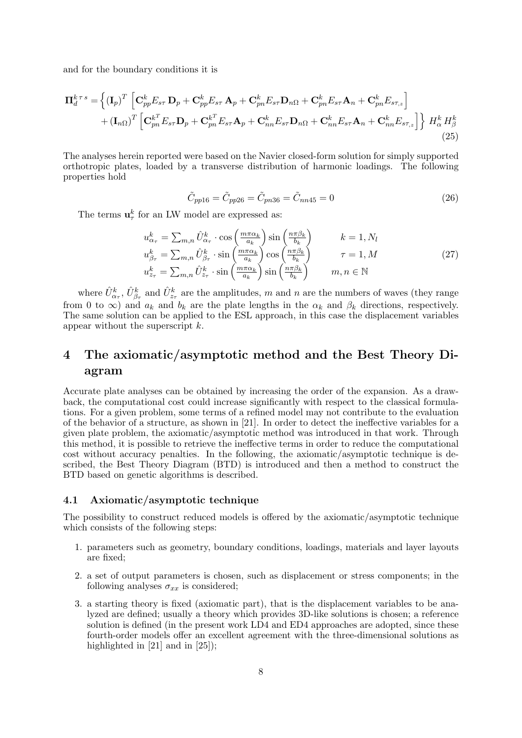and for the boundary conditions it is

$$
\begin{aligned}
\mathbf{\Pi}_d^{k\tau s} = &\Big\{ (\mathbf{I}_p)^T \left[ \mathbf{C}_{pp}^k E_{s\tau}\, \mathbf{D}_p + \mathbf{C}_{pp}^k E_{s\tau}\, \mathbf{A}_p + \mathbf{C}_{pn}^k E_{s\tau} \mathbf{D}_{n\Omega} + \mathbf{C}_{pn}^k E_{s\tau} \mathbf{A}_n + \mathbf{C}_{pn}^k E_{s\tau_{,z}} \right] \\
&+ (\mathbf{I}_{n\Omega})^T \left[ \mathbf{C}_{pn}^{k^T} E_{s\tau} \mathbf{D}_p + \mathbf{C}_{pn}^{k^T} E_{s\tau} \mathbf{A}_p + \mathbf{C}_{nn}^k E_{s\tau} \mathbf{D}_{n\Omega} + \mathbf{C}_{nn}^k E_{s\tau} \mathbf{A}_n + \mathbf{C}_{nn}^k E_{s\tau_{,z}} \right] \Big\} \; H_\alpha^k \, H_\beta^k
\end{aligned}
\tag{25}
$$

The analyses herein reported were based on the Navier closed-form solution for simply supported orthotropic plates, loaded by a transverse distribution of harmonic loadings. The following properties hold

$$
\tilde{C}_{pp16} = \tilde{C}_{pp26} = \tilde{C}_{pn36} = \tilde{C}_{nn45} = 0 \tag{26}
$$

The terms $\mathbf{u}_\tau^k$ for an LW model are expressed as:

$$
\begin{aligned}
u_{\alpha_\tau}^k &= \textstyle\sum_{m,n} \hat{U}_{\alpha_\tau}^k \cdot \cos\left(\frac{m\pi\alpha_k}{a_k}\right) \sin\left(\frac{n\pi\beta_k}{b_k}\right) \qquad & k = 1, N_l \\
u_{\beta_\tau}^k &= \textstyle\sum_{m,n} \hat{U}_{\beta_\tau}^k \cdot \sin\left(\frac{m\pi\alpha_k}{a_k}\right) \cos\left(\frac{n\pi\beta_k}{b_k}\right) \qquad & \tau = 1, M \\
u_{z_\tau}^k &= \textstyle\sum_{m,n} \hat{U}_{z_\tau}^k \cdot \sin\left(\frac{m\pi\alpha_k}{a_k}\right) \sin\left(\frac{n\pi\beta_k}{b_k}\right) \qquad & m, n \in \mathbb{N}
\end{aligned}
\tag{27}
$$

where $\hat{U}_{\alpha_\tau}^k$, $\hat{U}_{\beta_\tau}^k$ and $\hat{U}_{z_\tau}^k$ are the amplitudes, $m$ and $n$ are the numbers of waves (they range from 0 to $\infty$) and $a_k$ and $b_k$ are the plate lengths in the $\alpha_k$ and $\beta_k$ directions, respectively. The same solution can be applied to the ESL approach, in this case the displacement variables appear without the superscript $k$.

# 4 The axiomatic/asymptotic method and the Best Theory Diagram

Accurate plate analyses can be obtained by increasing the order of the expansion. As a drawback, the computational cost could increase significantly with respect to the classical formulations. For a given problem, some terms of a refined model may not contribute to the evaluation of the behavior of a structure, as shown in [21]. In order to detect the ineffective variables for a given plate problem, the axiomatic/asymptotic method was introduced in that work. Through this method, it is possible to retrieve the ineffective terms in order to reduce the computational cost without accuracy penalties. In the following, the axiomatic/asymptotic technique is described, the Best Theory Diagram (BTD) is introduced and then a method to construct the BTD based on genetic algorithms is described.

## 4.1 Axiomatic/asymptotic technique

The possibility to construct reduced models is offered by the axiomatic/asymptotic technique which consists of the following steps:

1. parameters such as geometry, boundary conditions, loadings, materials and layer layouts are fixed;
2. a set of output parameters is chosen, such as displacement or stress components; in the following analyses $\sigma_{xx}$ is considered;
3. a starting theory is fixed (axiomatic part), that is the displacement variables to be analyzed are defined; usually a theory which provides 3D-like solutions is chosen; a reference solution is defined (in the present work LD4 and ED4 approaches are adopted, since these fourth-order models offer an excellent agreement with the three-dimensional solutions as highlighted in [21] and in [25]);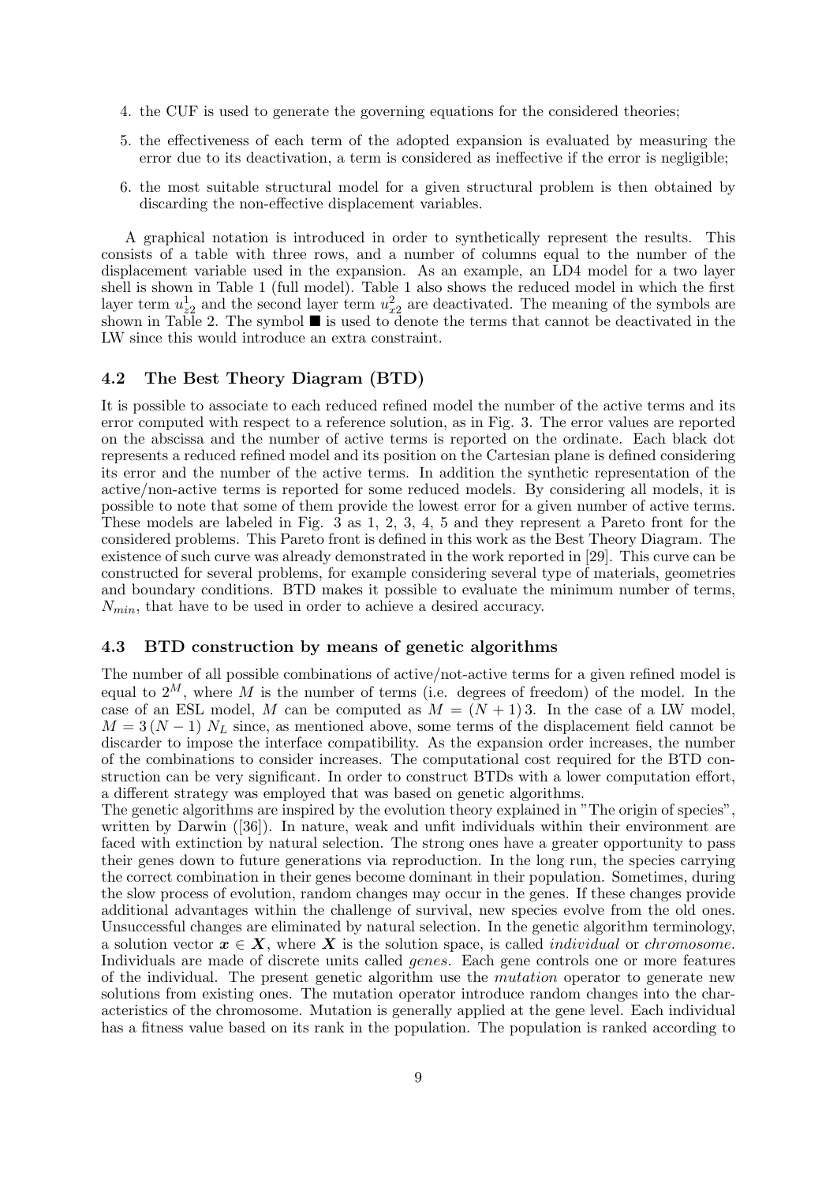4. the CUF is used to generate the governing equations for the considered theories;

5. the effectiveness of each term of the adopted expansion is evaluated by measuring the error due to its deactivation, a term is considered as ineffective if the error is negligible;

6. the most suitable structural model for a given structural problem is then obtained by discarding the non-effective displacement variables.

A graphical notation is introduced in order to synthetically represent the results. This consists of a table with three rows, and a number of columns equal to the number of the displacement variable used in the expansion. As an example, an LD4 model for a two layer shell is shown in Table 1 (full model). Table 1 also shows the reduced model in which the first layer term $u^1_{z2}$ and the second layer term $u^2_{x2}$ are deactivated. The meaning of the symbols are shown in Table 2. The symbol ■ is used to denote the terms that cannot be deactivated in the LW since this would introduce an extra constraint.

### 4.2 The Best Theory Diagram (BTD)

It is possible to associate to each reduced refined model the number of the active terms and its error computed with respect to a reference solution, as in Fig. 3. The error values are reported on the abscissa and the number of active terms is reported on the ordinate. Each black dot represents a reduced refined model and its position on the Cartesian plane is defined considering its error and the number of the active terms. In addition the synthetic representation of the active/non-active terms is reported for some reduced models. By considering all models, it is possible to note that some of them provide the lowest error for a given number of active terms. These models are labeled in Fig. 3 as 1, 2, 3, 4, 5 and they represent a Pareto front for the considered problems. This Pareto front is defined in this work as the Best Theory Diagram. The existence of such curve was already demonstrated in the work reported in [29]. This curve can be constructed for several problems, for example considering several type of materials, geometries and boundary conditions. BTD makes it possible to evaluate the minimum number of terms, $N_{min}$, that have to be used in order to achieve a desired accuracy.

### 4.3 BTD construction by means of genetic algorithms

The number of all possible combinations of active/not-active terms for a given refined model is equal to $2^M$, where $M$ is the number of terms (i.e. degrees of freedom) of the model. In the case of an ESL model, $M$ can be computed as $M = (N + 1)\,3$. In the case of a LW model, $M = 3\,(N - 1)\,N_L$ since, as mentioned above, some terms of the displacement field cannot be discarder to impose the interface compatibility. As the expansion order increases, the number of the combinations to consider increases. The computational cost required for the BTD construction can be very significant. In order to construct BTDs with a lower computation effort, a different strategy was employed that was based on genetic algorithms.

The genetic algorithms are inspired by the evolution theory explained in "The origin of species", written by Darwin ([36]). In nature, weak and unfit individuals within their environment are faced with extinction by natural selection. The strong ones have a greater opportunity to pass their genes down to future generations via reproduction. In the long run, the species carrying the correct combination in their genes become dominant in their population. Sometimes, during the slow process of evolution, random changes may occur in the genes. If these changes provide additional advantages within the challenge of survival, new species evolve from the old ones. Unsuccessful changes are eliminated by natural selection. In the genetic algorithm terminology, a solution vector $\boldsymbol{x} \in \boldsymbol{X}$, where $\boldsymbol{X}$ is the solution space, is called *individual* or *chromosome*. Individuals are made of discrete units called *genes*. Each gene controls one or more features of the individual. The present genetic algorithm use the *mutation* operator to generate new solutions from existing ones. The mutation operator introduce random changes into the characteristics of the chromosome. Mutation is generally applied at the gene level. Each individual has a fitness value based on its rank in the population. The population is ranked according to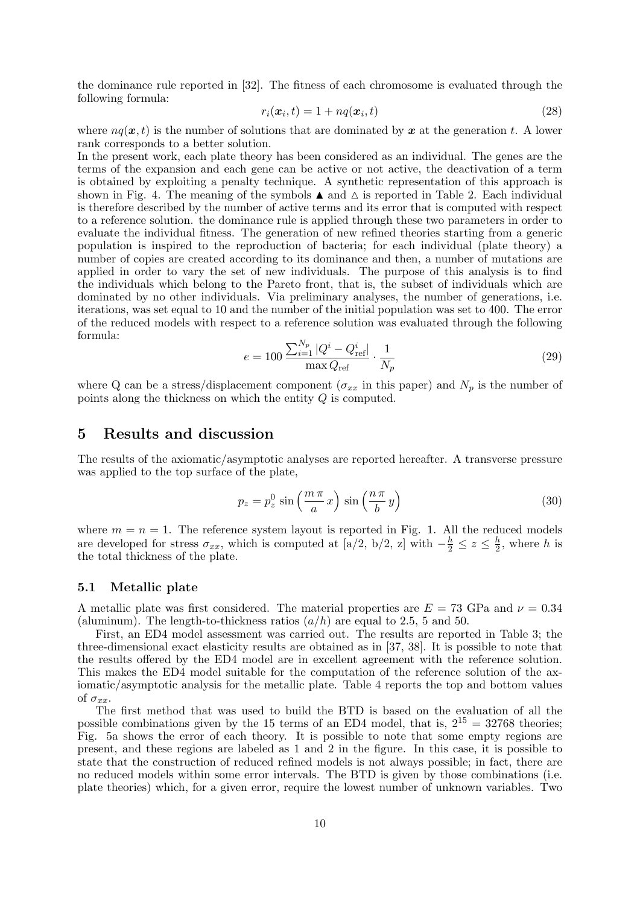the dominance rule reported in [32]. The fitness of each chromosome is evaluated through the following formula:

$$r_i(\boldsymbol{x}_i, t) = 1 + nq(\boldsymbol{x}_i, t) \tag{28}$$

where $nq(\boldsymbol{x}, t)$ is the number of solutions that are dominated by $\boldsymbol{x}$ at the generation $t$. A lower rank corresponds to a better solution.

In the present work, each plate theory has been considered as an individual. The genes are the terms of the expansion and each gene can be active or not active, the deactivation of a term is obtained by exploiting a penalty technique. A synthetic representation of this approach is shown in Fig. 4. The meaning of the symbols $\blacktriangle$ and $\vartriangle$ is reported in Table 2. Each individual is therefore described by the number of active terms and its error that is computed with respect to a reference solution. the dominance rule is applied through these two parameters in order to evaluate the individual fitness. The generation of new refined theories starting from a generic population is inspired to the reproduction of bacteria; for each individual (plate theory) a number of copies are created according to its dominance and then, a number of mutations are applied in order to vary the set of new individuals. The purpose of this analysis is to find the individuals which belong to the Pareto front, that is, the subset of individuals which are dominated by no other individuals. Via preliminary analyses, the number of generations, i.e. iterations, was set equal to 10 and the number of the initial population was set to 400. The error of the reduced models with respect to a reference solution was evaluated through the following formula:

$$e = 100\,\frac{\sum_{i=1}^{N_p} \left|Q^i - Q^i_{\text{ref}}\right|}{\max Q_{\text{ref}}} \cdot \frac{1}{N_p} \tag{29}$$

where Q can be a stress/displacement component ($\sigma_{xx}$ in this paper) and $N_p$ is the number of points along the thickness on which the entity $Q$ is computed.

# 5 Results and discussion

The results of the axiomatic/asymptotic analyses are reported hereafter. A transverse pressure was applied to the top surface of the plate,

$$p_z = p_z^0 \sin\left(\frac{m\,\pi}{a}\,x\right)\,\sin\left(\frac{n\,\pi}{b}\,y\right) \tag{30}$$

where $m = n = 1$. The reference system layout is reported in Fig. 1. All the reduced models are developed for stress $\sigma_{xx}$, which is computed at [a/2, b/2, z] with $-\frac{h}{2} \leq z \leq \frac{h}{2}$, where $h$ is the total thickness of the plate.

## 5.1 Metallic plate

A metallic plate was first considered. The material properties are $E = 73$ GPa and $\nu = 0.34$ (aluminum). The length-to-thickness ratios ($a/h$) are equal to 2.5, 5 and 50.

First, an ED4 model assessment was carried out. The results are reported in Table 3; the three-dimensional exact elasticity results are obtained as in [37, 38]. It is possible to note that the results offered by the ED4 model are in excellent agreement with the reference solution. This makes the ED4 model suitable for the computation of the reference solution of the axiomatic/asymptotic analysis for the metallic plate. Table 4 reports the top and bottom values of $\sigma_{xx}$.

The first method that was used to build the BTD is based on the evaluation of all the possible combinations given by the 15 terms of an ED4 model, that is, $2^{15} = 32768$ theories; Fig. 5a shows the error of each theory. It is possible to note that some empty regions are present, and these regions are labeled as 1 and 2 in the figure. In this case, it is possible to state that the construction of reduced refined models is not always possible; in fact, there are no reduced models within some error intervals. The BTD is given by those combinations (i.e. plate theories) which, for a given error, require the lowest number of unknown variables. Two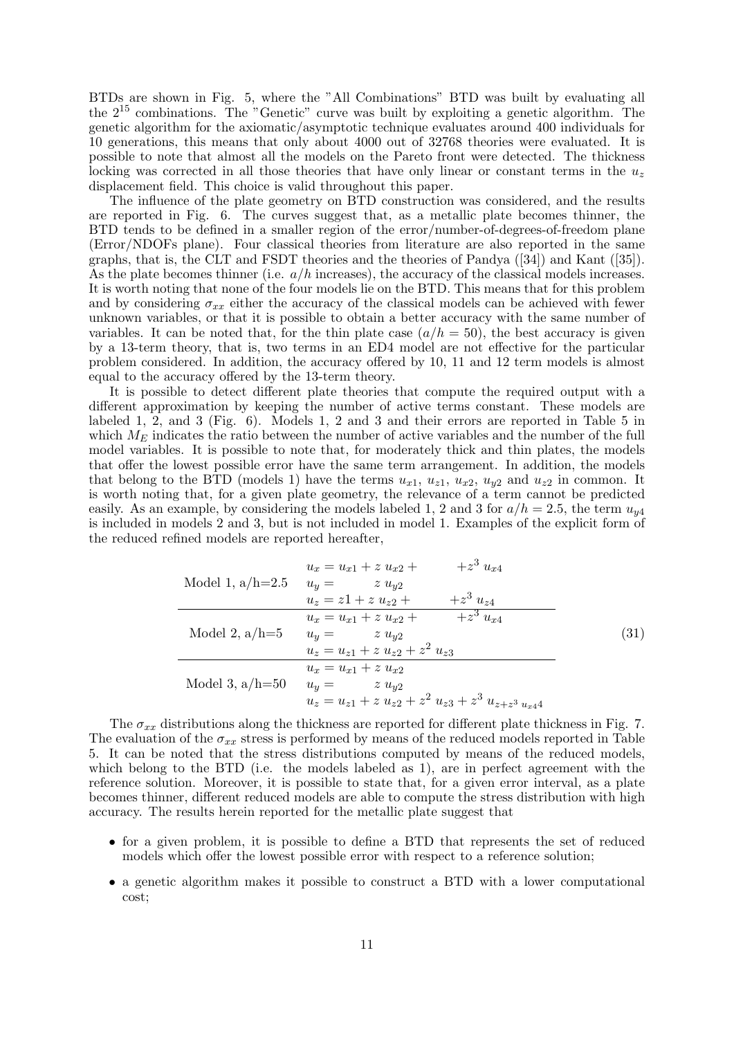BTDs are shown in Fig. 5, where the "All Combinations" BTD was built by evaluating all the $2^{15}$ combinations. The "Genetic" curve was built by exploiting a genetic algorithm. The genetic algorithm for the axiomatic/asymptotic technique evaluates around 400 individuals for 10 generations, this means that only about 4000 out of 32768 theories were evaluated. It is possible to note that almost all the models on the Pareto front were detected. The thickness locking was corrected in all those theories that have only linear or constant terms in the $u_z$ displacement field. This choice is valid throughout this paper.

The influence of the plate geometry on BTD construction was considered, and the results are reported in Fig. 6. The curves suggest that, as a metallic plate becomes thinner, the BTD tends to be defined in a smaller region of the error/number-of-degrees-of-freedom plane (Error/NDOFs plane). Four classical theories from literature are also reported in the same graphs, that is, the CLT and FSDT theories and the theories of Pandya ([34]) and Kant ([35]). As the plate becomes thinner (i.e. $a/h$ increases), the accuracy of the classical models increases. It is worth noting that none of the four models lie on the BTD. This means that for this problem and by considering $\sigma_{xx}$ either the accuracy of the classical models can be achieved with fewer unknown variables, or that it is possible to obtain a better accuracy with the same number of variables. It can be noted that, for the thin plate case ($a/h = 50$), the best accuracy is given by a 13-term theory, that is, two terms in an ED4 model are not effective for the particular problem considered. In addition, the accuracy offered by 10, 11 and 12 term models is almost equal to the accuracy offered by the 13-term theory.

It is possible to detect different plate theories that compute the required output with a different approximation by keeping the number of active terms constant. These models are labeled 1, 2, and 3 (Fig. 6). Models 1, 2 and 3 and their errors are reported in Table 5 in which $M_E$ indicates the ratio between the number of active variables and the number of the full model variables. It is possible to note that, for moderately thick and thin plates, the models that offer the lowest possible error have the same term arrangement. In addition, the models that belong to the BTD (models 1) have the terms $u_{x1}$, $u_{z1}$, $u_{x2}$, $u_{y2}$ and $u_{z2}$ in common. It is worth noting that, for a given plate geometry, the relevance of a term cannot be predicted easily. As an example, by considering the models labeled 1, 2 and 3 for $a/h = 2.5$, the term $u_{y4}$ is included in models 2 and 3, but is not included in model 1. Examples of the explicit form of the reduced refined models are reported hereafter,

$$
\begin{array}{ll}
\text{Model 1, a/h=2.5} & \begin{array}{l} u_x = u_{x1} + z\, u_{x2} + \qquad +z^3\, u_{x4} \\ u_y = \qquad z\, u_{y2} \\ u_z = z1 + z\, u_{z2} + \qquad +z^3\, u_{z4} \end{array} \\
\hline
\text{Model 2, a/h=5} & \begin{array}{l} u_x = u_{x1} + z\, u_{x2} + \qquad +z^3\, u_{x4} \\ u_y = \qquad z\, u_{y2} \\ u_z = u_{z1} + z\, u_{z2} + z^2\, u_{z3} \end{array} \\
\hline
\text{Model 3, a/h=50} & \begin{array}{l} u_x = u_{x1} + z\, u_{x2} \\ u_y = \qquad z\, u_{y2} \\ u_z = u_{z1} + z\, u_{z2} + z^2\, u_{z3} + z^3\, u_{z+z^3\, u_{x4}4} \end{array}
\end{array}
\tag{31}
$$

The $\sigma_{xx}$ distributions along the thickness are reported for different plate thickness in Fig. 7. The evaluation of the $\sigma_{xx}$ stress is performed by means of the reduced models reported in Table 5. It can be noted that the stress distributions computed by means of the reduced models, which belong to the BTD (i.e. the models labeled as 1), are in perfect agreement with the reference solution. Moreover, it is possible to state that, for a given error interval, as a plate becomes thinner, different reduced models are able to compute the stress distribution with high accuracy. The results herein reported for the metallic plate suggest that

- for a given problem, it is possible to define a BTD that represents the set of reduced models which offer the lowest possible error with respect to a reference solution;
- a genetic algorithm makes it possible to construct a BTD with a lower computational cost;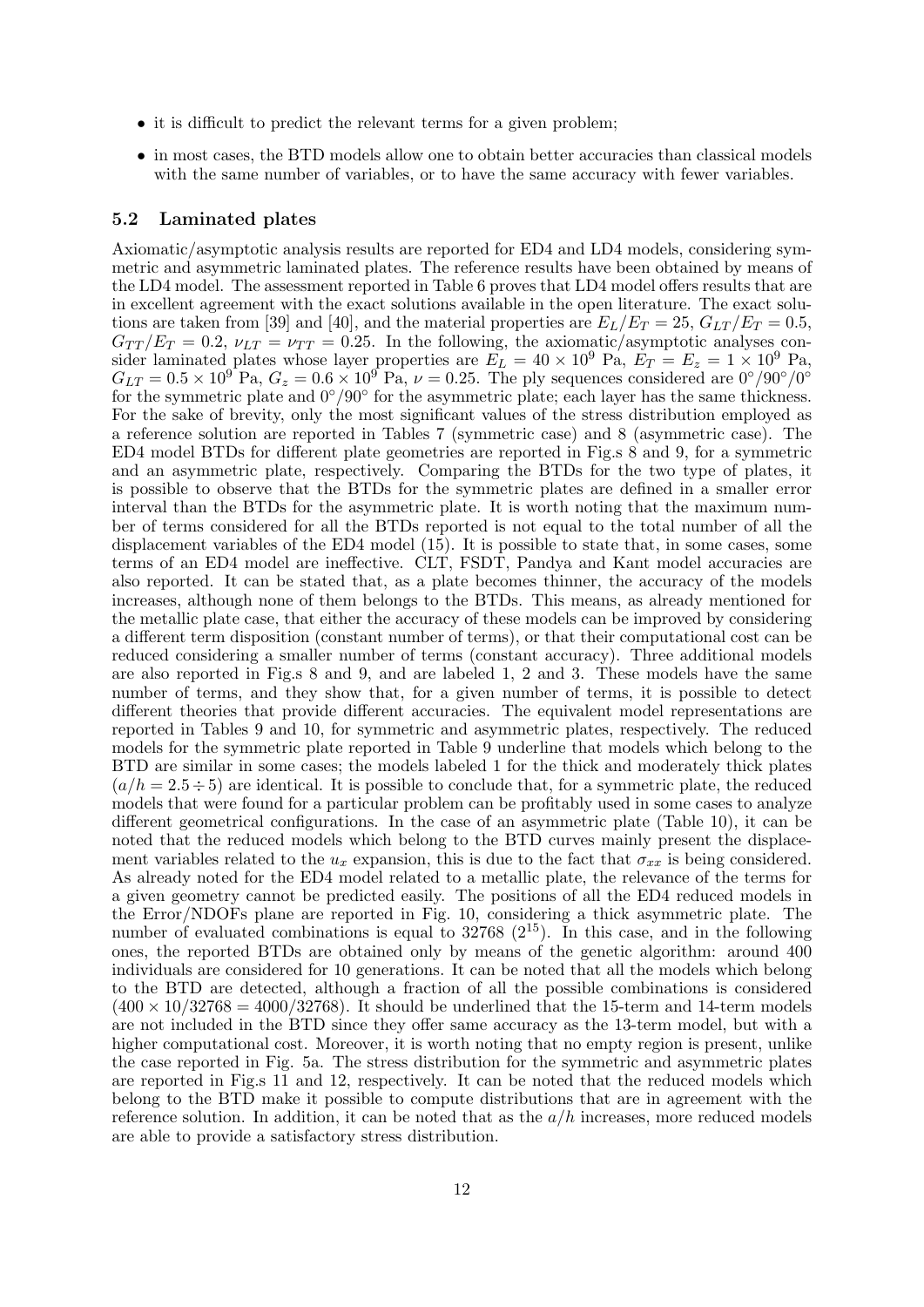- it is difficult to predict the relevant terms for a given problem;
- in most cases, the BTD models allow one to obtain better accuracies than classical models with the same number of variables, or to have the same accuracy with fewer variables.

### 5.2 Laminated plates

Axiomatic/asymptotic analysis results are reported for ED4 and LD4 models, considering symmetric and asymmetric laminated plates. The reference results have been obtained by means of the LD4 model. The assessment reported in Table 6 proves that LD4 model offers results that are in excellent agreement with the exact solutions available in the open literature. The exact solutions are taken from [39] and [40], and the material properties are $E_L/E_T = 25$, $G_{LT}/E_T = 0.5$, $G_{TT}/E_T = 0.2$, $\nu_{LT} = \nu_{TT} = 0.25$. In the following, the axiomatic/asymptotic analyses consider laminated plates whose layer properties are $E_L = 40 \times 10^9$ Pa, $E_T = E_z = 1 \times 10^9$ Pa, $G_{LT} = 0.5 \times 10^9$ Pa, $G_z = 0.6 \times 10^9$ Pa, $\nu = 0.25$. The ply sequences considered are $0°/90°/0°$ for the symmetric plate and $0°/90°$ for the asymmetric plate; each layer has the same thickness. For the sake of brevity, only the most significant values of the stress distribution employed as a reference solution are reported in Tables 7 (symmetric case) and 8 (asymmetric case). The ED4 model BTDs for different plate geometries are reported in Fig.s 8 and 9, for a symmetric and an asymmetric plate, respectively. Comparing the BTDs for the two type of plates, it is possible to observe that the BTDs for the symmetric plates are defined in a smaller error interval than the BTDs for the asymmetric plate. It is worth noting that the maximum number of terms considered for all the BTDs reported is not equal to the total number of all the displacement variables of the ED4 model (15). It is possible to state that, in some cases, some terms of an ED4 model are ineffective. CLT, FSDT, Pandya and Kant model accuracies are also reported. It can be stated that, as a plate becomes thinner, the accuracy of the models increases, although none of them belongs to the BTDs. This means, as already mentioned for the metallic plate case, that either the accuracy of these models can be improved by considering a different term disposition (constant number of terms), or that their computational cost can be reduced considering a smaller number of terms (constant accuracy). Three additional models are also reported in Fig.s 8 and 9, and are labeled 1, 2 and 3. These models have the same number of terms, and they show that, for a given number of terms, it is possible to detect different theories that provide different accuracies. The equivalent model representations are reported in Tables 9 and 10, for symmetric and asymmetric plates, respectively. The reduced models for the symmetric plate reported in Table 9 underline that models which belong to the BTD are similar in some cases; the models labeled 1 for the thick and moderately thick plates $(a/h = 2.5 \div 5)$ are identical. It is possible to conclude that, for a symmetric plate, the reduced models that were found for a particular problem can be profitably used in some cases to analyze different geometrical configurations. In the case of an asymmetric plate (Table 10), it can be noted that the reduced models which belong to the BTD curves mainly present the displacement variables related to the $u_x$ expansion, this is due to the fact that $\sigma_{xx}$ is being considered. As already noted for the ED4 model related to a metallic plate, the relevance of the terms for a given geometry cannot be predicted easily. The positions of all the ED4 reduced models in the Error/NDOFs plane are reported in Fig. 10, considering a thick asymmetric plate. The number of evaluated combinations is equal to 32768 $(2^{15})$. In this case, and in the following ones, the reported BTDs are obtained only by means of the genetic algorithm: around 400 individuals are considered for 10 generations. It can be noted that all the models which belong to the BTD are detected, although a fraction of all the possible combinations is considered $(400 \times 10/32768 = 4000/32768)$. It should to be underlined that the 15-term and 14-term models are not included in the BTD since they offer same accuracy as the 13-term model, but with a higher computational cost. Moreover, it is worth noting that no empty region is present, unlike the case reported in Fig. 5a. The stress distribution for the symmetric and asymmetric plates are reported in Fig.s 11 and 12, respectively. It can be noted that the reduced models which belong to the BTD make it possible to compute distributions that are in agreement with the reference solution. In addition, it can be noted that as the $a/h$ increases, more reduced models are able to provide a satisfactory stress distribution.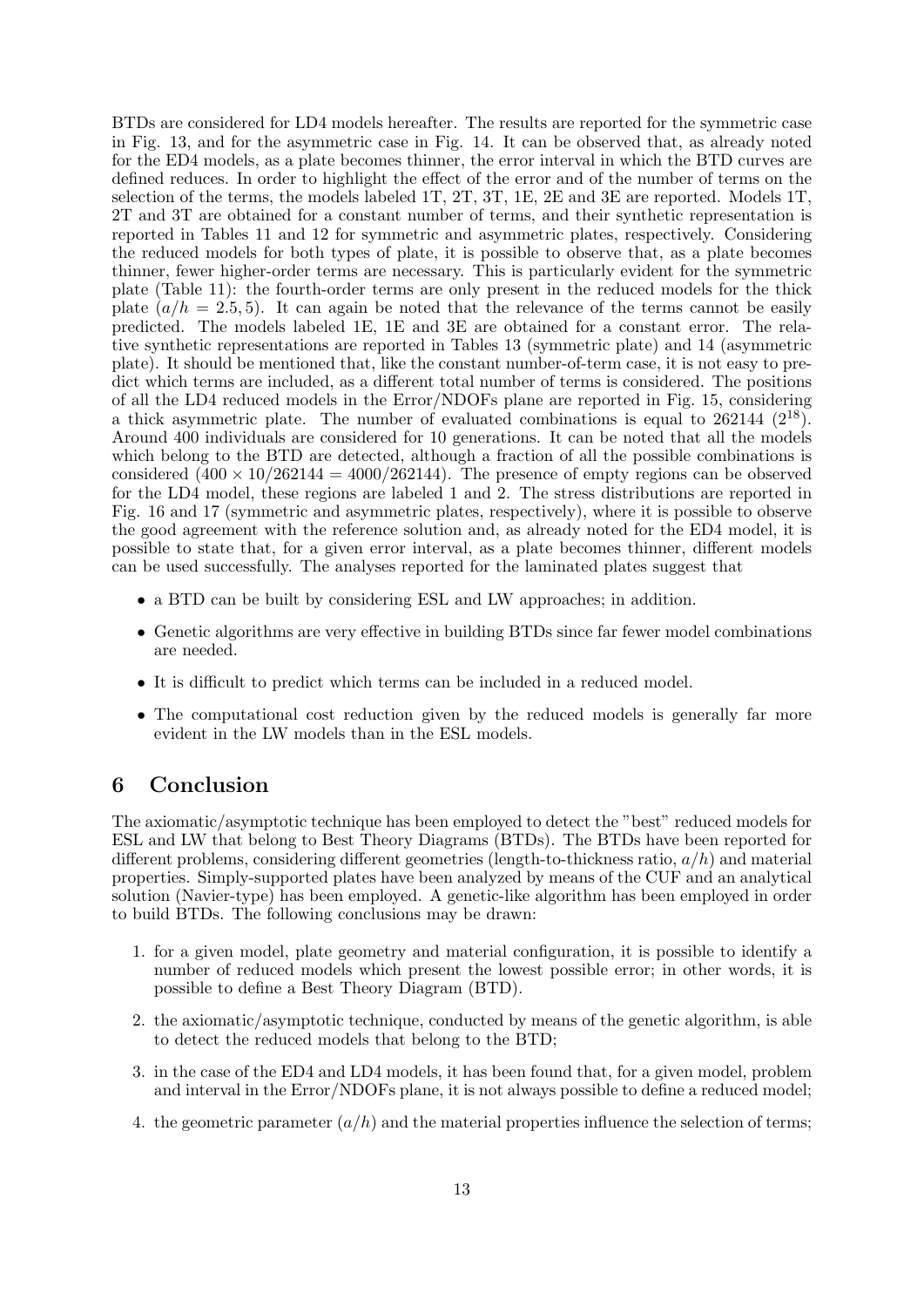BTDs are considered for LD4 models hereafter. The results are reported for the symmetric case in Fig. 13, and for the asymmetric case in Fig. 14. It can be observed that, as already noted for the ED4 models, as a plate becomes thinner, the error interval in which the BTD curves are defined reduces. In order to highlight the effect of the error and of the number of terms on the selection of the terms, the models labeled 1T, 2T, 3T, 1E, 2E and 3E are reported. Models 1T, 2T and 3T are obtained for a constant number of terms, and their synthetic representation is reported in Tables 11 and 12 for symmetric and asymmetric plates, respectively. Considering the reduced models for both types of plate, it is possible to observe that, as a plate becomes thinner, fewer higher-order terms are necessary. This is particularly evident for the symmetric plate (Table 11): the fourth-order terms are only present in the reduced models for the thick plate ($a/h = 2.5, 5$). It can again be noted that the relevance of the terms cannot be easily predicted. The models labeled 1E, 1E and 3E are obtained for a constant error. The relative synthetic representations are reported in Tables 13 (symmetric plate) and 14 (asymmetric plate). It should be mentioned that, like the constant number-of-term case, it is not easy to predict which terms are included, as a different total number of terms is considered. The positions of all the LD4 reduced models in the Error/NDOFs plane are reported in Fig. 15, considering a thick asymmetric plate. The number of evaluated combinations is equal to 262144 ($2^{18}$). Around 400 individuals are considered for 10 generations. It can be noted that all the models which belong to the BTD are detected, although a fraction of all the possible combinations is considered ($400 \times 10/262144 = 4000/262144$). The presence of empty regions can be observed for the LD4 model, these regions are labeled 1 and 2. The stress distributions are reported in Fig. 16 and 17 (symmetric and asymmetric plates, respectively), where it is possible to observe the good agreement with the reference solution and, as already noted for the ED4 model, it is possible to state that, for a given error interval, as a plate becomes thinner, different models can be used successfully. The analyses reported for the laminated plates suggest that

- a BTD can be built by considering ESL and LW approaches; in addition.
- Genetic algorithms are very effective in building BTDs since far fewer model combinations are needed.
- It is difficult to predict which terms can be included in a reduced model.
- The computational cost reduction given by the reduced models is generally far more evident in the LW models than in the ESL models.

## 6 Conclusion

The axiomatic/asymptotic technique has been employed to detect the "best" reduced models for ESL and LW that belong to Best Theory Diagrams (BTDs). The BTDs have been reported for different problems, considering different geometries (length-to-thickness ratio, $a/h$) and material properties. Simply-supported plates have been analyzed by means of the CUF and an analytical solution (Navier-type) has been employed. A genetic-like algorithm has been employed in order to build BTDs. The following conclusions may be drawn:

1. for a given model, plate geometry and material configuration, it is possible to identify a number of reduced models which present the lowest possible error; in other words, it is possible to define a Best Theory Diagram (BTD).
2. the axiomatic/asymptotic technique, conducted by means of the genetic algorithm, is able to detect the reduced models that belong to the BTD;
3. in the case of the ED4 and LD4 models, it has been found that, for a given model, problem and interval in the Error/NDOFs plane, it is not always possible to define a reduced model;
4. the geometric parameter ($a/h$) and the material properties influence the selection of terms;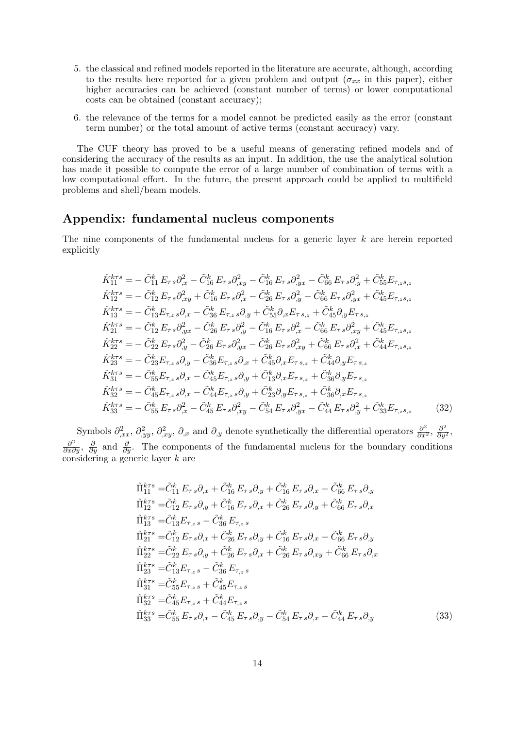5. the classical and refined models reported in the literature are accurate, although, according to the results here reported for a given problem and output ($\sigma_{xx}$ in this paper), either higher accuracies can be achieved (constant number of terms) or lower computational costs can be obtained (constant accuracy);

6. the relevance of the terms for a model cannot be predicted easily as the error (constant term number) or the total amount of active terms (constant accuracy) vary.

The CUF theory has proved to be a useful means of generating refined models and of considering the accuracy of the results as an input. In addition, the use the analytical solution has made it possible to compute the error of a large number of combination of terms with a low computational effort. In the future, the present approach could be applied to multifield problems and shell/beam models.

## Appendix: fundamental nucleus components

The nine components of the fundamental nucleus for a generic layer $k$ are herein reported explicitly

$$
\begin{aligned}
\hat{K}_{11}^{k\tau s} &= -\tilde{C}_{11}^{k}\, E_{\tau\, s}\partial_{,x}^{2} - \tilde{C}_{16}^{k}\, E_{\tau\, s}\partial_{,xy}^{2} - \tilde{C}_{16}^{k}\, E_{\tau\, s}\partial_{,yx}^{2} - \tilde{C}_{66}^{k}\, E_{\tau\, s}\partial_{,y}^{2} + \tilde{C}_{55}^{k} E_{\tau_{,z} s_{,z}} \\
\hat{K}_{12}^{k\tau s} &= -\tilde{C}_{12}^{k}\, E_{\tau\, s}\partial_{,xy}^{2} + \tilde{C}_{16}^{k}\, E_{\tau\, s}\partial_{,x}^{2} - \tilde{C}_{26}^{k}\, E_{\tau\, s}\partial_{,y}^{2} - \tilde{C}_{66}^{k}\, E_{\tau\, s}\partial_{,yx}^{2} + \tilde{C}_{45}^{k} E_{\tau_{,z} s_{,z}} \\
\hat{K}_{13}^{k\tau s} &= -\tilde{C}_{13}^{k} E_{\tau_{,z}\, s}\partial_{,x} - \tilde{C}_{36}^{k}\, E_{\tau_{,z}\, s}\partial_{,y} + \tilde{C}_{55}^{k}\partial_{,x} E_{\tau\, s_{,z}} + \tilde{C}_{45}^{k}\partial_{,y} E_{\tau\, s_{,z}} \\
\hat{K}_{21}^{k\tau s} &= -\tilde{C}_{12}^{k}\, E_{\tau\, s}\partial_{,yx}^{2} - \tilde{C}_{26}^{k}\, E_{\tau\, s}\partial_{,y}^{2} - \tilde{C}_{16}^{k}\, E_{\tau\, s}\partial_{,x}^{2} - \tilde{C}_{66}^{k}\, E_{\tau\, s}\partial_{,xy}^{2} + \tilde{C}_{45}^{k} E_{\tau_{,z} s_{,z}} \\
\hat{K}_{22}^{k\tau s} &= -\tilde{C}_{22}^{k}\, E_{\tau\, s}\partial_{,y}^{2} - \tilde{C}_{26}^{k}\, E_{\tau\, s}\partial_{,yx}^{2} - \tilde{C}_{26}^{k}\, E_{\tau\, s}\partial_{,xy}^{2} + \tilde{C}_{66}^{k}\, E_{\tau\, s}\partial_{,x}^{2} + \tilde{C}_{44}^{k} E_{\tau_{,z} s_{,z}} \\
\hat{K}_{23}^{k\tau s} &= -\tilde{C}_{23}^{k} E_{\tau_{,z}\, s}\partial_{,y} - \tilde{C}_{36}^{k} E_{\tau_{,z}\, s}\partial_{,x} + \tilde{C}_{45}^{k}\partial_{,x} E_{\tau\, s_{,z}} + \tilde{C}_{44}^{k}\partial_{,y} E_{\tau\, s_{,z}} \\
\hat{K}_{31}^{k\tau s} &= -\tilde{C}_{55}^{k} E_{\tau_{,z}\, s}\partial_{,x} - \tilde{C}_{45}^{k} E_{\tau_{,z}\, s}\partial_{,y} + \tilde{C}_{13}^{k}\partial_{,x} E_{\tau\, s_{,z}} + \tilde{C}_{36}^{k}\partial_{,y} E_{\tau\, s_{,z}} \\
\hat{K}_{32}^{k\tau s} &= -\tilde{C}_{45}^{k} E_{\tau_{,z}\, s}\partial_{,x} - \tilde{C}_{44}^{k} E_{\tau_{,z}\, s}\partial_{,y} + \tilde{C}_{23}^{k}\partial_{,y} E_{\tau\, s_{,z}} + \tilde{C}_{36}^{k}\partial_{,x} E_{\tau\, s_{,z}} \\
\hat{K}_{33}^{k\tau s} &= -\tilde{C}_{55}^{k}\, E_{\tau\, s}\partial_{,x}^{2} - \tilde{C}_{45}^{k}\, E_{\tau\, s}\partial_{,xy}^{2} - \tilde{C}_{54}^{k}\, E_{\tau\, s}\partial_{,yx}^{2} - \tilde{C}_{44}^{k}\, E_{\tau\, s}\partial_{,y}^{2} + \tilde{C}_{33}^{k} E_{\tau_{,z} s_{,z}}
\end{aligned}
\tag{32}
$$

Symbols $\partial_{,xx}^{2}$, $\partial_{,yy}^{2}$, $\partial_{,xy}^{2}$, $\partial_{,x}$ and $\partial_{,y}$ denote synthetically the differential operators $\frac{\partial^2}{\partial x^2}$, $\frac{\partial^2}{\partial y^2}$, $\frac{\partial^2}{\partial x \partial y}$, $\frac{\partial}{\partial y}$ and $\frac{\partial}{\partial y}$. The components of the fundamental nucleus for the boundary conditions considering a generic layer $k$ are

$$
\begin{aligned}
\hat{\Pi}_{11}^{k\tau s} &= \tilde{C}_{11}^{k}\, E_{\tau\, s}\partial_{,x} + \tilde{C}_{16}^{k}\, E_{\tau\, s}\partial_{,y} + \tilde{C}_{16}^{k}\, E_{\tau\, s}\partial_{,x} + \tilde{C}_{66}^{k}\, E_{\tau\, s}\partial_{,y} \\
\hat{\Pi}_{12}^{k\tau s} &= \tilde{C}_{12}^{k}\, E_{\tau\, s}\partial_{,y} + \tilde{C}_{16}^{k}\, E_{\tau\, s}\partial_{,x} + \tilde{C}_{26}^{k}\, E_{\tau\, s}\partial_{,y} + \tilde{C}_{66}^{k}\, E_{\tau\, s}\partial_{,x} \\
\hat{\Pi}_{13}^{k\tau s} &= \tilde{C}_{13}^{k} E_{\tau_{,z}\, s} - \tilde{C}_{36}^{k}\, E_{\tau_{,z}\, s} \\
\hat{\Pi}_{21}^{k\tau s} &= \tilde{C}_{12}^{k}\, E_{\tau\, s}\partial_{,x} + \tilde{C}_{26}^{k}\, E_{\tau\, s}\partial_{,y} + \tilde{C}_{16}^{k}\, E_{\tau\, s}\partial_{,x} + \tilde{C}_{66}^{k}\, E_{\tau\, s}\partial_{,y} \\
\hat{\Pi}_{22}^{k\tau s} &= \tilde{C}_{22}^{k}\, E_{\tau\, s}\partial_{,y} + \tilde{C}_{26}^{k}\, E_{\tau\, s}\partial_{,x} + \tilde{C}_{26}^{k}\, E_{\tau\, s}\partial_{,xy} + \tilde{C}_{66}^{k}\, E_{\tau\, s}\partial_{,x} \\
\hat{\Pi}_{23}^{k\tau s} &= \tilde{C}_{13}^{k} E_{\tau_{,z}\, s} - \tilde{C}_{36}^{k}\, E_{\tau_{,z}\, s} \\
\hat{\Pi}_{31}^{k\tau s} &= \tilde{C}_{55}^{k} E_{\tau_{,z}\, s} + \tilde{C}_{45}^{k} E_{\tau_{,z}\, s} \\
\hat{\Pi}_{32}^{k\tau s} &= \tilde{C}_{45}^{k} E_{\tau_{,z}\, s} + \tilde{C}_{44}^{k} E_{\tau_{,z}\, s} \\
\hat{\Pi}_{33}^{k\tau s} &= \tilde{C}_{55}^{k}\, E_{\tau\, s}\partial_{,x} - \tilde{C}_{45}^{k}\, E_{\tau\, s}\partial_{,y} - \tilde{C}_{54}^{k}\, E_{\tau\, s}\partial_{,x} - \tilde{C}_{44}^{k}\, E_{\tau\, s}\partial_{,y}
\end{aligned}
\tag{33}
$$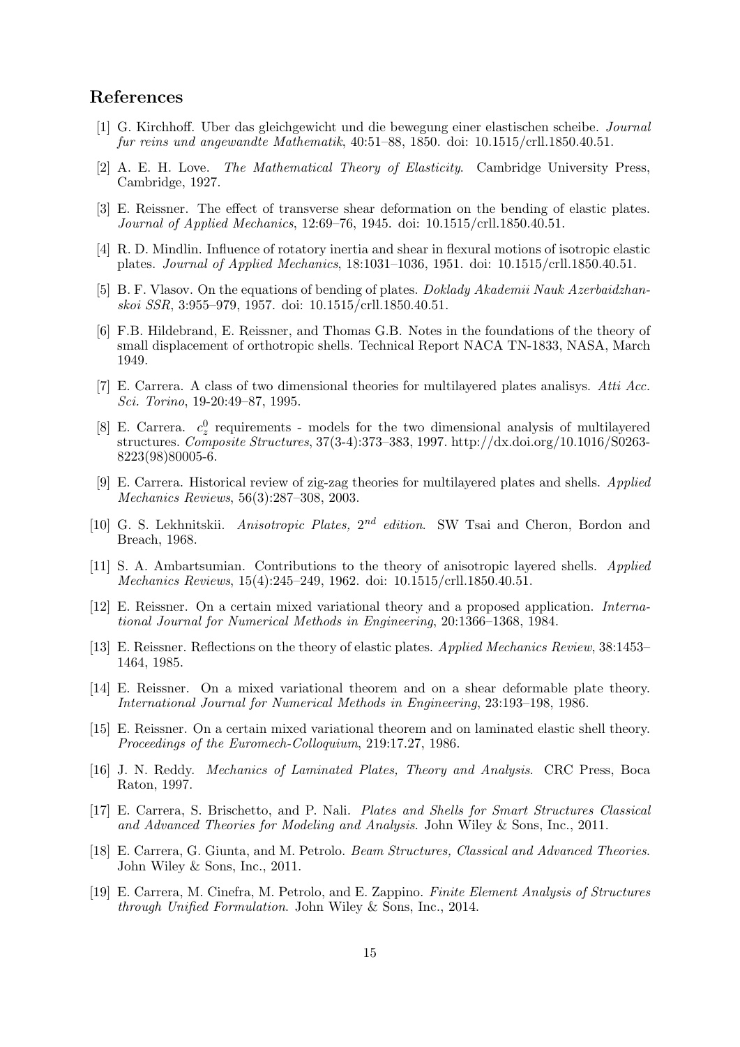## References

[1] G. Kirchhoff. Uber das gleichgewicht und die bewegung einer elastischen scheibe. *Journal fur reins und angewandte Mathematik*, 40:51–88, 1850. doi: 10.1515/crll.1850.40.51.

[2] A. E. H. Love. *The Mathematical Theory of Elasticity*. Cambridge University Press, Cambridge, 1927.

[3] E. Reissner. The effect of transverse shear deformation on the bending of elastic plates. *Journal of Applied Mechanics*, 12:69–76, 1945. doi: 10.1515/crll.1850.40.51.

[4] R. D. Mindlin. Influence of rotatory inertia and shear in flexural motions of isotropic elastic plates. *Journal of Applied Mechanics*, 18:1031–1036, 1951. doi: 10.1515/crll.1850.40.51.

[5] B. F. Vlasov. On the equations of bending of plates. *Doklady Akademii Nauk Azerbaidzhanskoi SSR*, 3:955–979, 1957. doi: 10.1515/crll.1850.40.51.

[6] F.B. Hildebrand, E. Reissner, and Thomas G.B. Notes in the foundations of the theory of small displacement of orthotropic shells. Technical Report NACA TN-1833, NASA, March 1949.

[7] E. Carrera. A class of two dimensional theories for multilayered plates analisys. *Atti Acc. Sci. Torino*, 19-20:49–87, 1995.

[8] E. Carrera. $c_z^0$ requirements - models for the two dimensional analysis of multilayered structures. *Composite Structures*, 37(3-4):373–383, 1997. http://dx.doi.org/10.1016/S0263-8223(98)80005-6.

[9] E. Carrera. Historical review of zig-zag theories for multilayered plates and shells. *Applied Mechanics Reviews*, 56(3):287–308, 2003.

[10] G. S. Lekhnitskii. *Anisotropic Plates, $2^{nd}$ edition*. SW Tsai and Cheron, Bordon and Breach, 1968.

[11] S. A. Ambartsumian. Contributions to the theory of anisotropic layered shells. *Applied Mechanics Reviews*, 15(4):245–249, 1962. doi: 10.1515/crll.1850.40.51.

[12] E. Reissner. On a certain mixed variational theory and a proposed application. *International Journal for Numerical Methods in Engineering*, 20:1366–1368, 1984.

[13] E. Reissner. Reflections on the theory of elastic plates. *Applied Mechanics Review*, 38:1453–1464, 1985.

[14] E. Reissner. On a mixed variational theorem and on a shear deformable plate theory. *International Journal for Numerical Methods in Engineering*, 23:193–198, 1986.

[15] E. Reissner. On a certain mixed variational theorem and on laminated elastic shell theory. *Proceedings of the Euromech-Colloquium*, 219:17.27, 1986.

[16] J. N. Reddy. *Mechanics of Laminated Plates, Theory and Analysis*. CRC Press, Boca Raton, 1997.

[17] E. Carrera, S. Brischetto, and P. Nali. *Plates and Shells for Smart Structures Classical and Advanced Theories for Modeling and Analysis*. John Wiley & Sons, Inc., 2011.

[18] E. Carrera, G. Giunta, and M. Petrolo. *Beam Structures, Classical and Advanced Theories*. John Wiley & Sons, Inc., 2011.

[19] E. Carrera, M. Cinefra, M. Petrolo, and E. Zappino. *Finite Element Analysis of Structures through Unified Formulation*. John Wiley & Sons, Inc., 2014.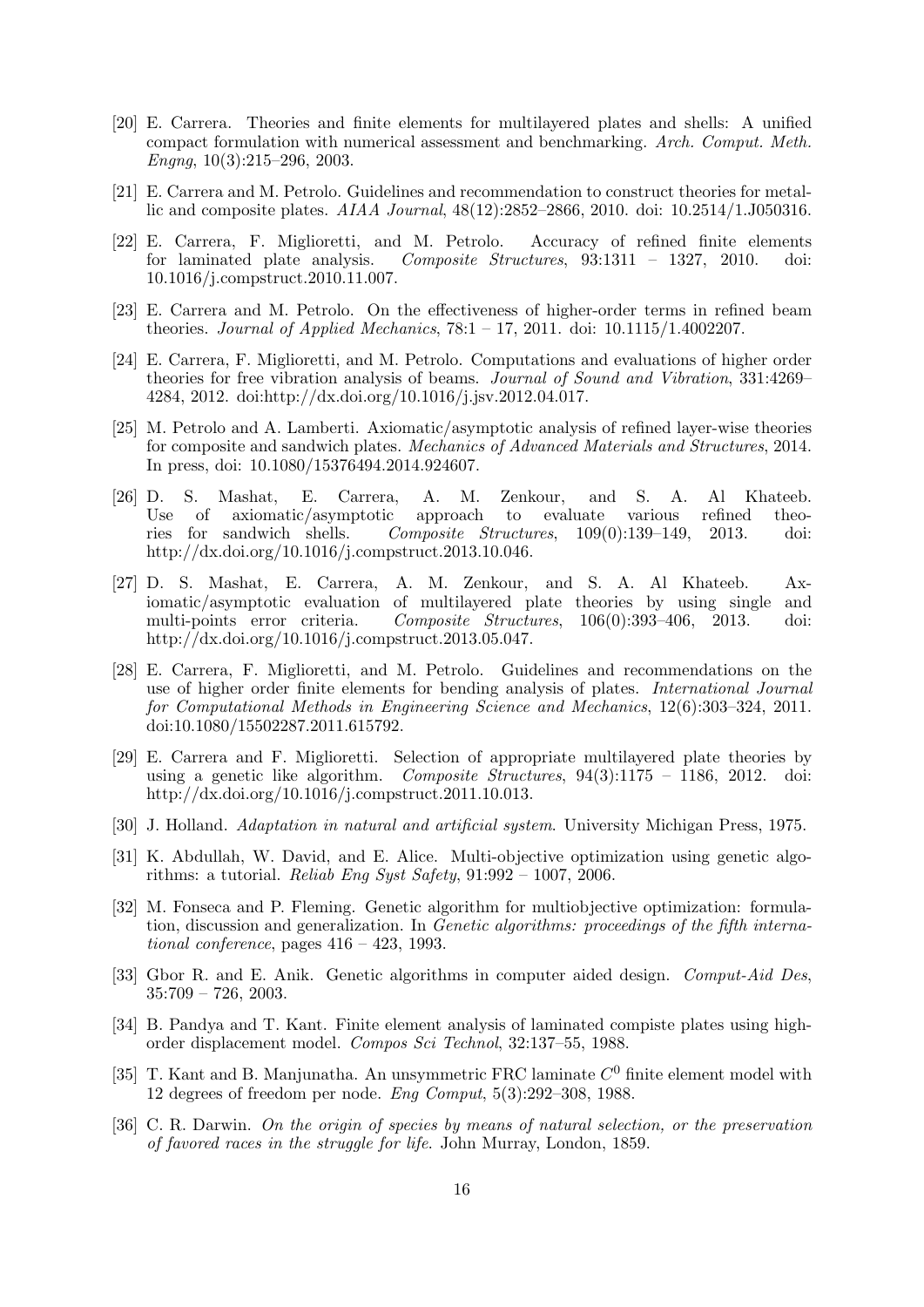[20] E. Carrera. Theories and finite elements for multilayered plates and shells: A unified compact formulation with numerical assessment and benchmarking. *Arch. Comput. Meth. Engng*, 10(3):215–296, 2003.

[21] E. Carrera and M. Petrolo. Guidelines and recommendation to construct theories for metallic and composite plates. *AIAA Journal*, 48(12):2852–2866, 2010. doi: 10.2514/1.J050316.

[22] E. Carrera, F. Miglioretti, and M. Petrolo. Accuracy of refined finite elements for laminated plate analysis. *Composite Structures*, 93:1311 – 1327, 2010. doi: 10.1016/j.compstruct.2010.11.007.

[23] E. Carrera and M. Petrolo. On the effectiveness of higher-order terms in refined beam theories. *Journal of Applied Mechanics*, 78:1 – 17, 2011. doi: 10.1115/1.4002207.

[24] E. Carrera, F. Miglioretti, and M. Petrolo. Computations and evaluations of higher order theories for free vibration analysis of beams. *Journal of Sound and Vibration*, 331:4269–4284, 2012. doi:http://dx.doi.org/10.1016/j.jsv.2012.04.017.

[25] M. Petrolo and A. Lamberti. Axiomatic/asymptotic analysis of refined layer-wise theories for composite and sandwich plates. *Mechanics of Advanced Materials and Structures*, 2014. In press, doi: 10.1080/15376494.2014.924607.

[26] D. S. Mashat, E. Carrera, A. M. Zenkour, and S. A. Al Khateeb. Use of axiomatic/asymptotic approach to evaluate various refined theories for sandwich shells. *Composite Structures*, 109(0):139–149, 2013. doi: http://dx.doi.org/10.1016/j.compstruct.2013.10.046.

[27] D. S. Mashat, E. Carrera, A. M. Zenkour, and S. A. Al Khateeb. Axiomatic/asymptotic evaluation of multilayered plate theories by using single and multi-points error criteria. *Composite Structures*, 106(0):393–406, 2013. doi: http://dx.doi.org/10.1016/j.compstruct.2013.05.047.

[28] E. Carrera, F. Miglioretti, and M. Petrolo. Guidelines and recommendations on the use of higher order finite elements for bending analysis of plates. *International Journal for Computational Methods in Engineering Science and Mechanics*, 12(6):303–324, 2011. doi:10.1080/15502287.2011.615792.

[29] E. Carrera and F. Miglioretti. Selection of appropriate multilayered plate theories by using a genetic like algorithm. *Composite Structures*, 94(3):1175 – 1186, 2012. doi: http://dx.doi.org/10.1016/j.compstruct.2011.10.013.

[30] J. Holland. *Adaptation in natural and artificial system*. University Michigan Press, 1975.

[31] K. Abdullah, W. David, and E. Alice. Multi-objective optimization using genetic algorithms: a tutorial. *Reliab Eng Syst Safety*, 91:992 – 1007, 2006.

[32] M. Fonseca and P. Fleming. Genetic algorithm for multiobjective optimization: formulation, discussion and generalization. In *Genetic algorithms: proceedings of the fifth international conference*, pages 416 – 423, 1993.

[33] Gbor R. and E. Anik. Genetic algorithms in computer aided design. *Comput-Aid Des*, 35:709 – 726, 2003.

[34] B. Pandya and T. Kant. Finite element analysis of laminated compiste plates using high-order displacement model. *Compos Sci Technol*, 32:137–55, 1988.

[35] T. Kant and B. Manjunatha. An unsymmetric FRC laminate $C^0$ finite element model with 12 degrees of freedom per node. *Eng Comput*, 5(3):292–308, 1988.

[36] C. R. Darwin. *On the origin of species by means of natural selection, or the preservation of favored races in the struggle for life*. John Murray, London, 1859.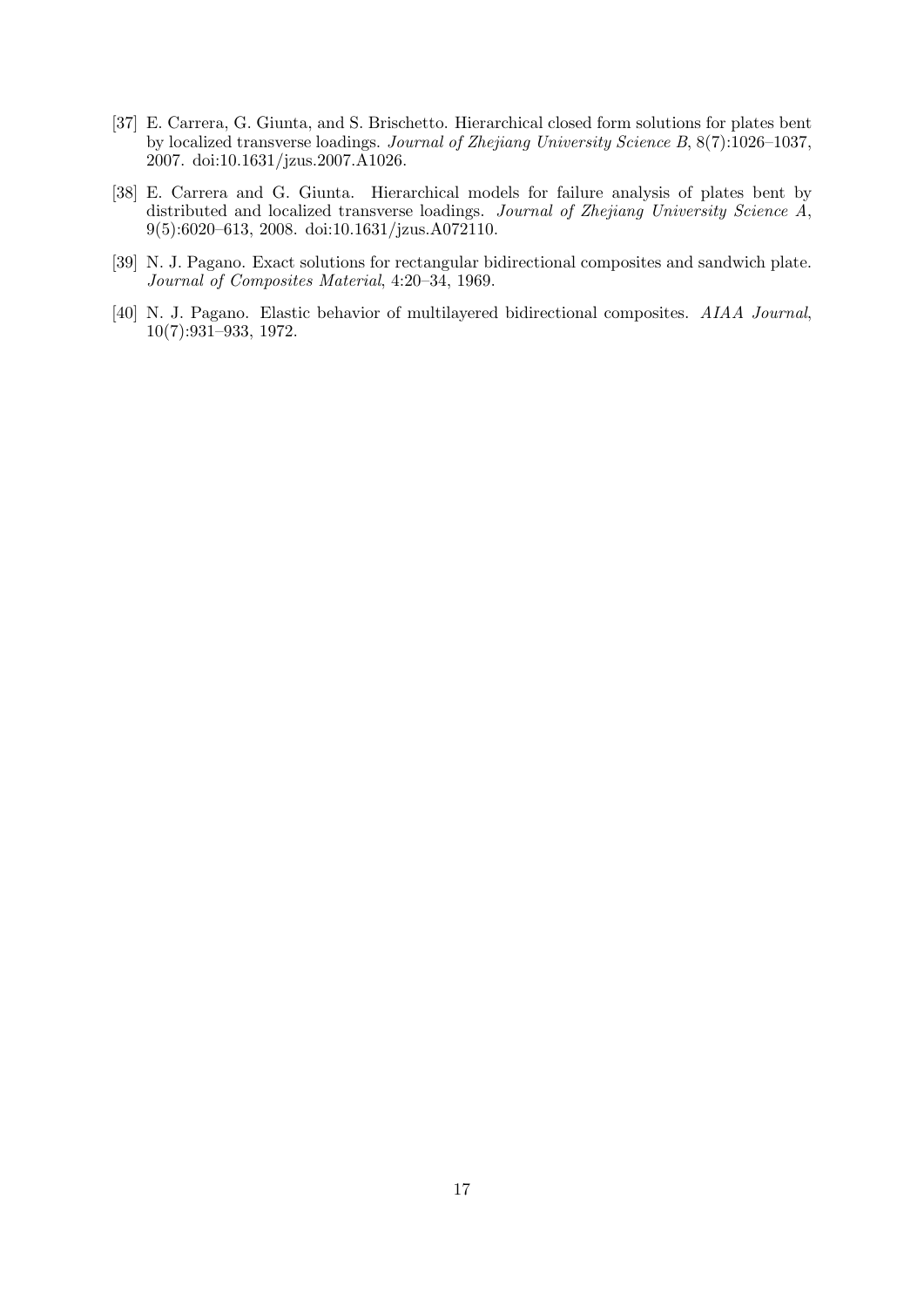[37] E. Carrera, G. Giunta, and S. Brischetto. Hierarchical closed form solutions for plates bent by localized transverse loadings. *Journal of Zhejiang University Science B*, 8(7):1026–1037, 2007. doi:10.1631/jzus.2007.A1026.

[38] E. Carrera and G. Giunta. Hierarchical models for failure analysis of plates bent by distributed and localized transverse loadings. *Journal of Zhejiang University Science A*, 9(5):6020–613, 2008. doi:10.1631/jzus.A072110.

[39] N. J. Pagano. Exact solutions for rectangular bidirectional composites and sandwich plate. *Journal of Composites Material*, 4:20–34, 1969.

[40] N. J. Pagano. Elastic behavior of multilayered bidirectional composites. *AIAA Journal*, 10(7):931–933, 1972.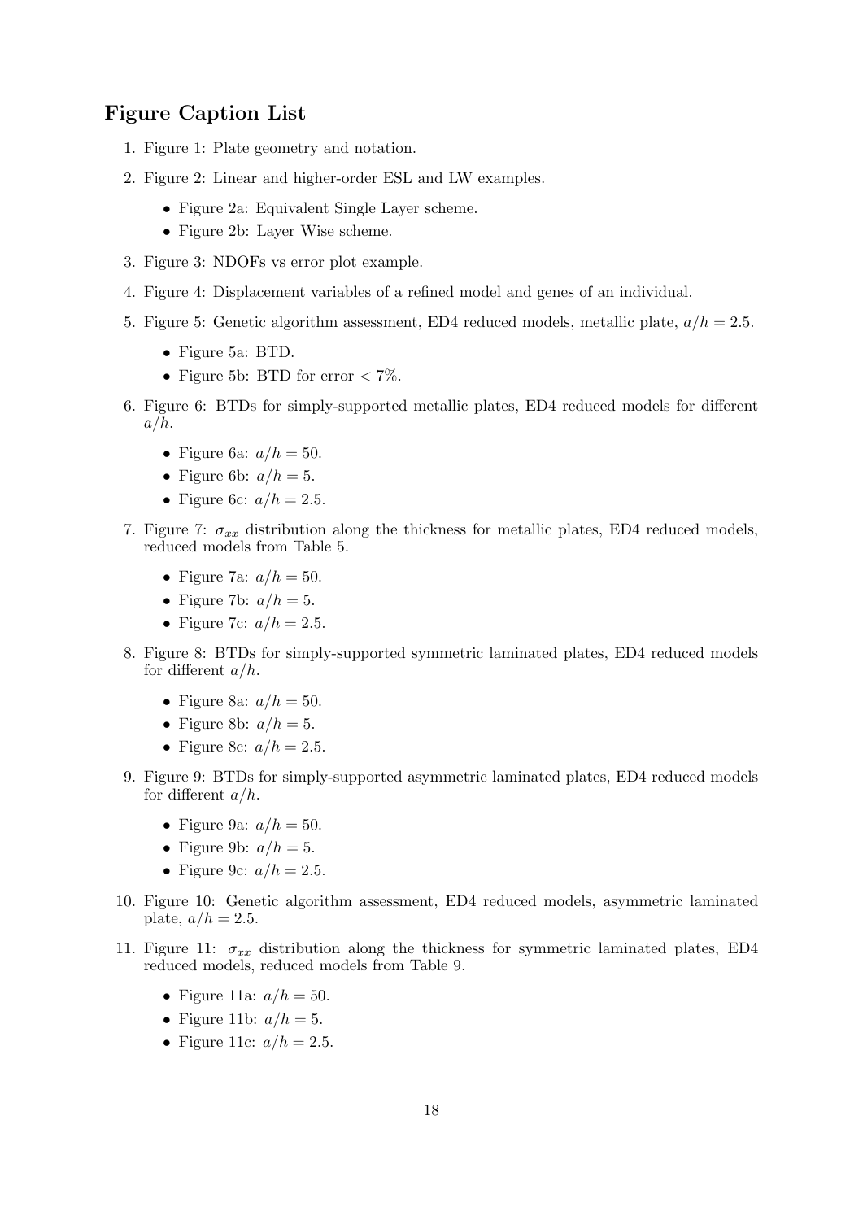## Figure Caption List

1. Figure 1: Plate geometry and notation.
2. Figure 2: Linear and higher-order ESL and LW examples.
   - Figure 2a: Equivalent Single Layer scheme.
   - Figure 2b: Layer Wise scheme.
3. Figure 3: NDOFs vs error plot example.
4. Figure 4: Displacement variables of a refined model and genes of an individual.
5. Figure 5: Genetic algorithm assessment, ED4 reduced models, metallic plate, $a/h = 2.5$.
   - Figure 5a: BTD.
   - Figure 5b: BTD for error $< 7\%$.
6. Figure 6: BTDs for simply-supported metallic plates, ED4 reduced models for different $a/h$.
   - Figure 6a: $a/h = 50$.
   - Figure 6b: $a/h = 5$.
   - Figure 6c: $a/h = 2.5$.
7. Figure 7: $\sigma_{xx}$ distribution along the thickness for metallic plates, ED4 reduced models, reduced models from Table 5.
   - Figure 7a: $a/h = 50$.
   - Figure 7b: $a/h = 5$.
   - Figure 7c: $a/h = 2.5$.
8. Figure 8: BTDs for simply-supported symmetric laminated plates, ED4 reduced models for different $a/h$.
   - Figure 8a: $a/h = 50$.
   - Figure 8b: $a/h = 5$.
   - Figure 8c: $a/h = 2.5$.
9. Figure 9: BTDs for simply-supported asymmetric laminated plates, ED4 reduced models for different $a/h$.
   - Figure 9a: $a/h = 50$.
   - Figure 9b: $a/h = 5$.
   - Figure 9c: $a/h = 2.5$.
10. Figure 10: Genetic algorithm assessment, ED4 reduced models, asymmetric laminated plate, $a/h = 2.5$.
11. Figure 11: $\sigma_{xx}$ distribution along the thickness for symmetric laminated plates, ED4 reduced models, reduced models from Table 9.
   - Figure 11a: $a/h = 50$.
   - Figure 11b: $a/h = 5$.
   - Figure 11c: $a/h = 2.5$.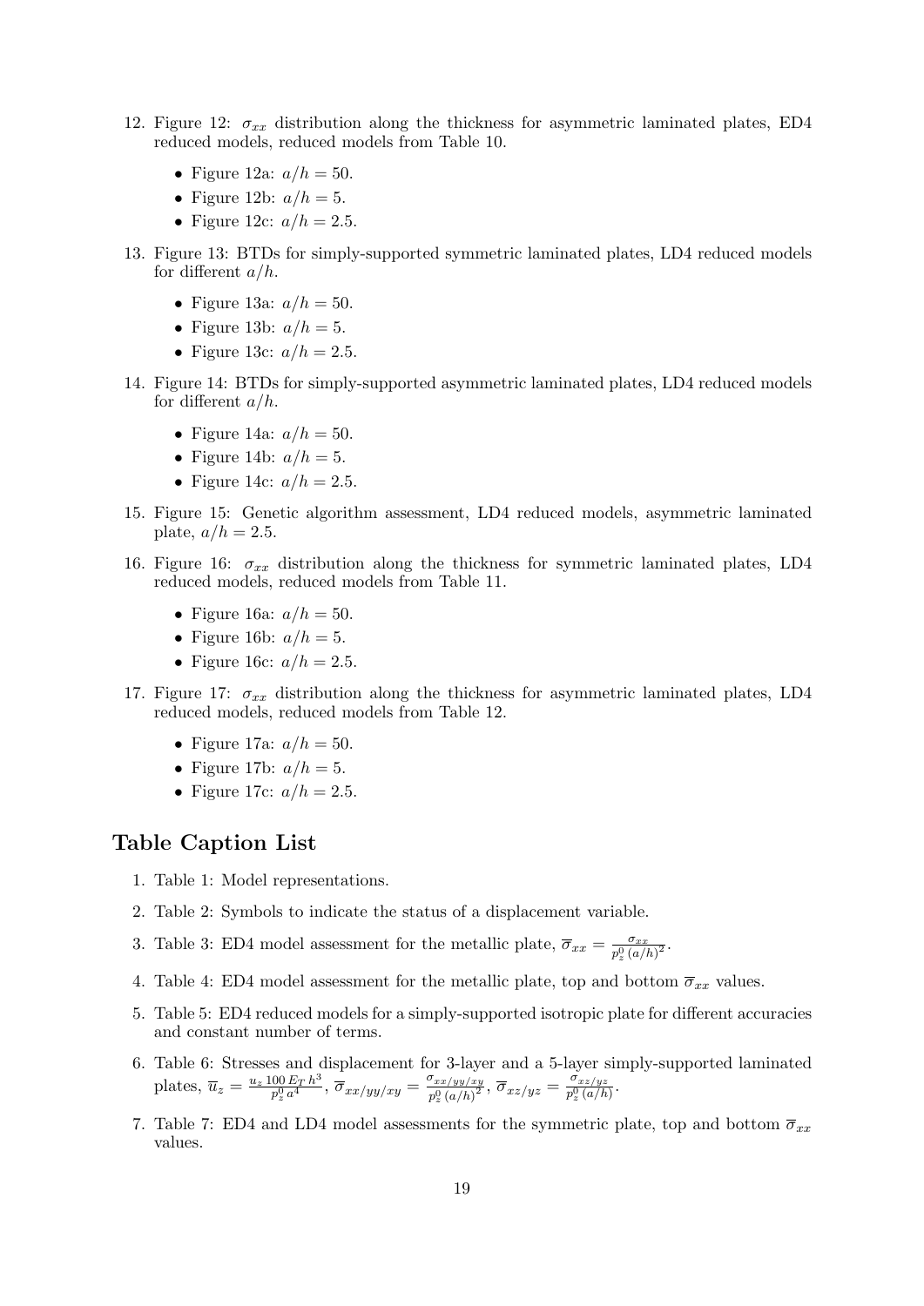12. Figure 12: $\sigma_{xx}$ distribution along the thickness for asymmetric laminated plates, ED4 reduced models, reduced models from Table 10.
    - Figure 12a: $a/h = 50$.
    - Figure 12b: $a/h = 5$.
    - Figure 12c: $a/h = 2.5$.
13. Figure 13: BTDs for simply-supported symmetric laminated plates, LD4 reduced models for different $a/h$.
    - Figure 13a: $a/h = 50$.
    - Figure 13b: $a/h = 5$.
    - Figure 13c: $a/h = 2.5$.
14. Figure 14: BTDs for simply-supported asymmetric laminated plates, LD4 reduced models for different $a/h$.
    - Figure 14a: $a/h = 50$.
    - Figure 14b: $a/h = 5$.
    - Figure 14c: $a/h = 2.5$.
15. Figure 15: Genetic algorithm assessment, LD4 reduced models, asymmetric laminated plate, $a/h = 2.5$.
16. Figure 16: $\sigma_{xx}$ distribution along the thickness for symmetric laminated plates, LD4 reduced models, reduced models from Table 11.
    - Figure 16a: $a/h = 50$.
    - Figure 16b: $a/h = 5$.
    - Figure 16c: $a/h = 2.5$.
17. Figure 17: $\sigma_{xx}$ distribution along the thickness for asymmetric laminated plates, LD4 reduced models, reduced models from Table 12.
    - Figure 17a: $a/h = 50$.
    - Figure 17b: $a/h = 5$.
    - Figure 17c: $a/h = 2.5$.

## Table Caption List

1. Table 1: Model representations.
2. Table 2: Symbols to indicate the status of a displacement variable.
3. Table 3: ED4 model assessment for the metallic plate, $\overline{\sigma}_{xx} = \frac{\sigma_{xx}}{p_z^0\,(a/h)^2}$.
4. Table 4: ED4 model assessment for the metallic plate, top and bottom $\overline{\sigma}_{xx}$ values.
5. Table 5: ED4 reduced models for a simply-supported isotropic plate for different accuracies and constant number of terms.
6. Table 6: Stresses and displacement for 3-layer and a 5-layer simply-supported laminated plates, $\overline{u}_z = \frac{u_z\,100\,E_T\,h^3}{p_z^0\,a^4}$, $\overline{\sigma}_{xx/yy/xy} = \frac{\sigma_{xx/yy/xy}}{p_z^0\,(a/h)^2}$, $\overline{\sigma}_{xz/yz} = \frac{\sigma_{xz/yz}}{p_z^0\,(a/h)}$.
7. Table 7: ED4 and LD4 model assessments for the symmetric plate, top and bottom $\overline{\sigma}_{xx}$ values.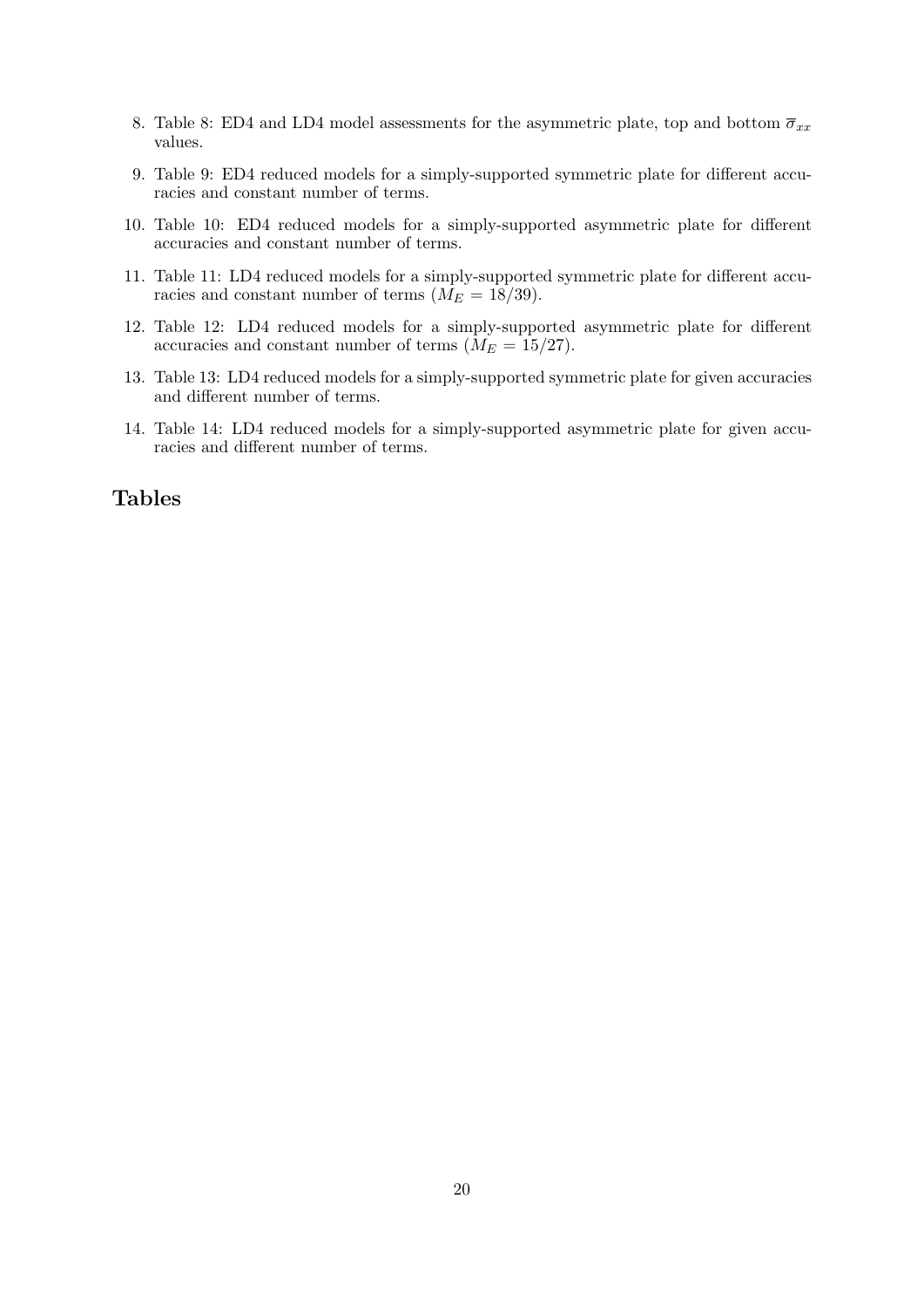8. Table 8: ED4 and LD4 model assessments for the asymmetric plate, top and bottom $\overline{\sigma}_{xx}$ values.

9. Table 9: ED4 reduced models for a simply-supported symmetric plate for different accuracies and constant number of terms.

10. Table 10: ED4 reduced models for a simply-supported asymmetric plate for different accuracies and constant number of terms.

11. Table 11: LD4 reduced models for a simply-supported symmetric plate for different accuracies and constant number of terms ($M_E = 18/39$).

12. Table 12: LD4 reduced models for a simply-supported asymmetric plate for different accuracies and constant number of terms ($M_E = 15/27$).

13. Table 13: LD4 reduced models for a simply-supported symmetric plate for given accuracies and different number of terms.

14. Table 14: LD4 reduced models for a simply-supported asymmetric plate for given accuracies and different number of terms.

## Tables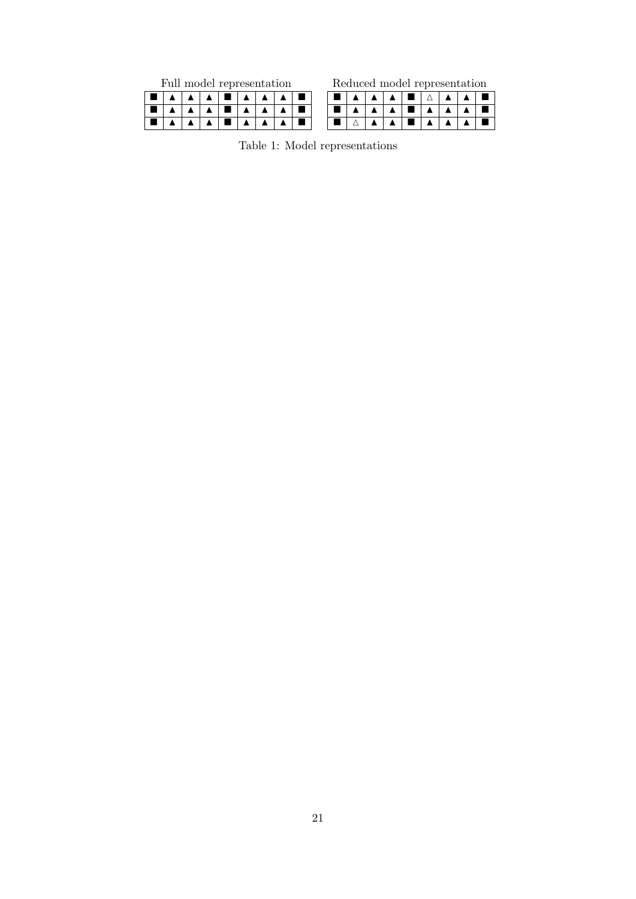Full model representation

| | | | | | | | | |
|---|---|---|---|---|---|---|---|---|
| ■ | ▲ | ▲ | ▲ | ■ | ▲ | ▲ | ▲ | ■ |
| ■ | ▲ | ▲ | ▲ | ■ | ▲ | ▲ | ▲ | ■ |
| ■ | ▲ | ▲ | ▲ | ■ | ▲ | ▲ | ▲ | ■ |

Reduced model representation

| | | | | | | | | |
|---|---|---|---|---|---|---|---|---|
| ■ | ▲ | ▲ | ▲ | ■ | △ | ▲ | ▲ | ■ |
| ■ | ▲ | ▲ | ▲ | ■ | ▲ | ▲ | ▲ | ■ |
| ■ | △ | ▲ | ▲ | ■ | ▲ | ▲ | ▲ | ■ |

Table 1: Model representations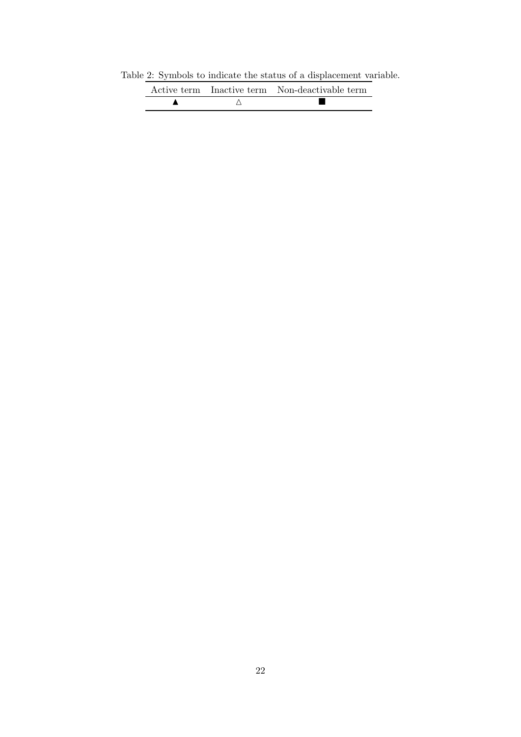Table 2: Symbols to indicate the status of a displacement variable.

| Active term | Inactive term | Non-deactivable term |
|---|---|---|
| ▲ | △ | ■ |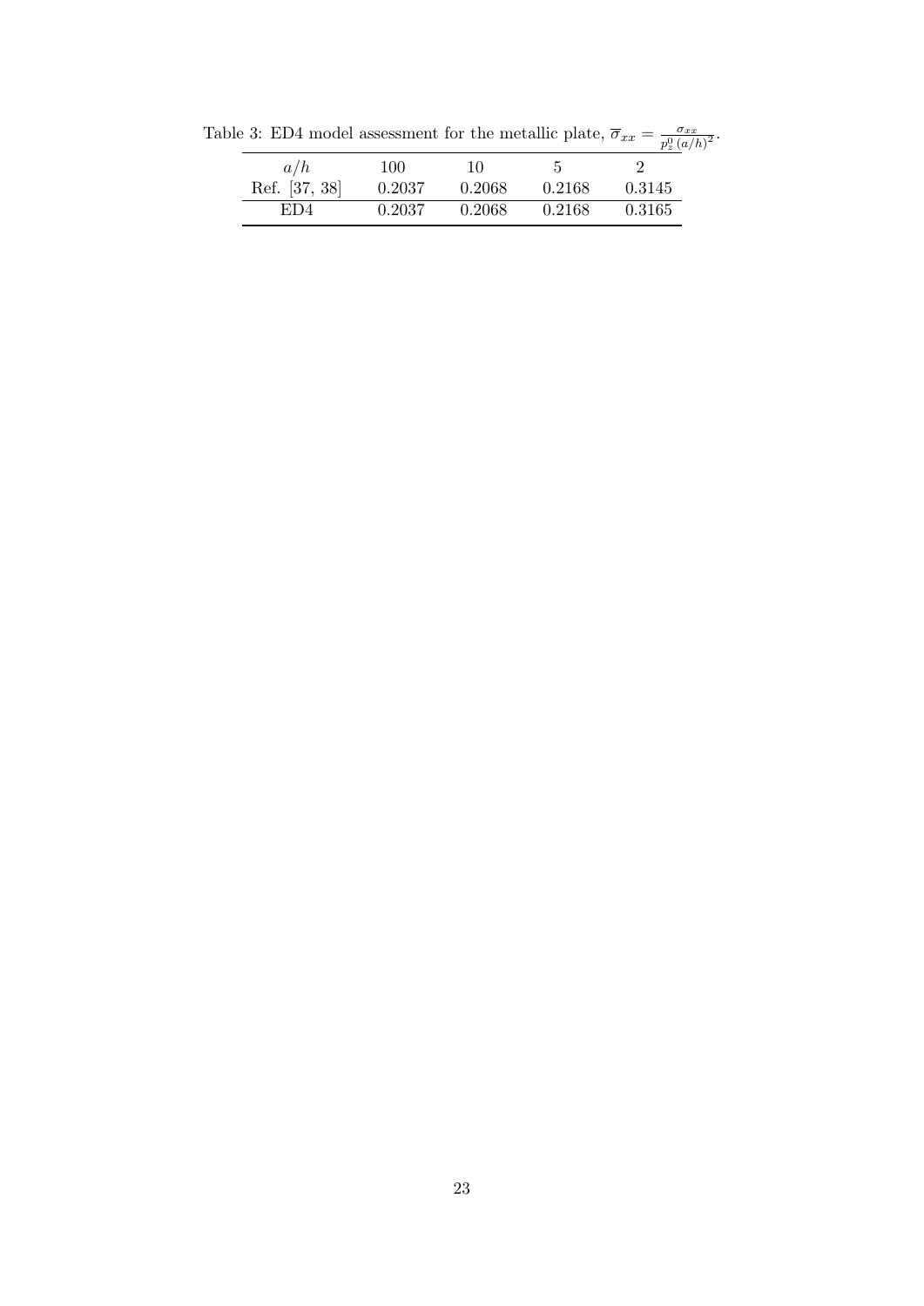Table 3: ED4 model assessment for the metallic plate, $\overline{\sigma}_{xx} = \frac{\sigma_{xx}}{p_z^0 \, (a/h)^2}$.

| $a/h$ | 100 | 10 | 5 | 2 |
|---|---|---|---|---|
| Ref. [37, 38] | 0.2037 | 0.2068 | 0.2168 | 0.3145 |
| ED4 | 0.2037 | 0.2068 | 0.2168 | 0.3165 |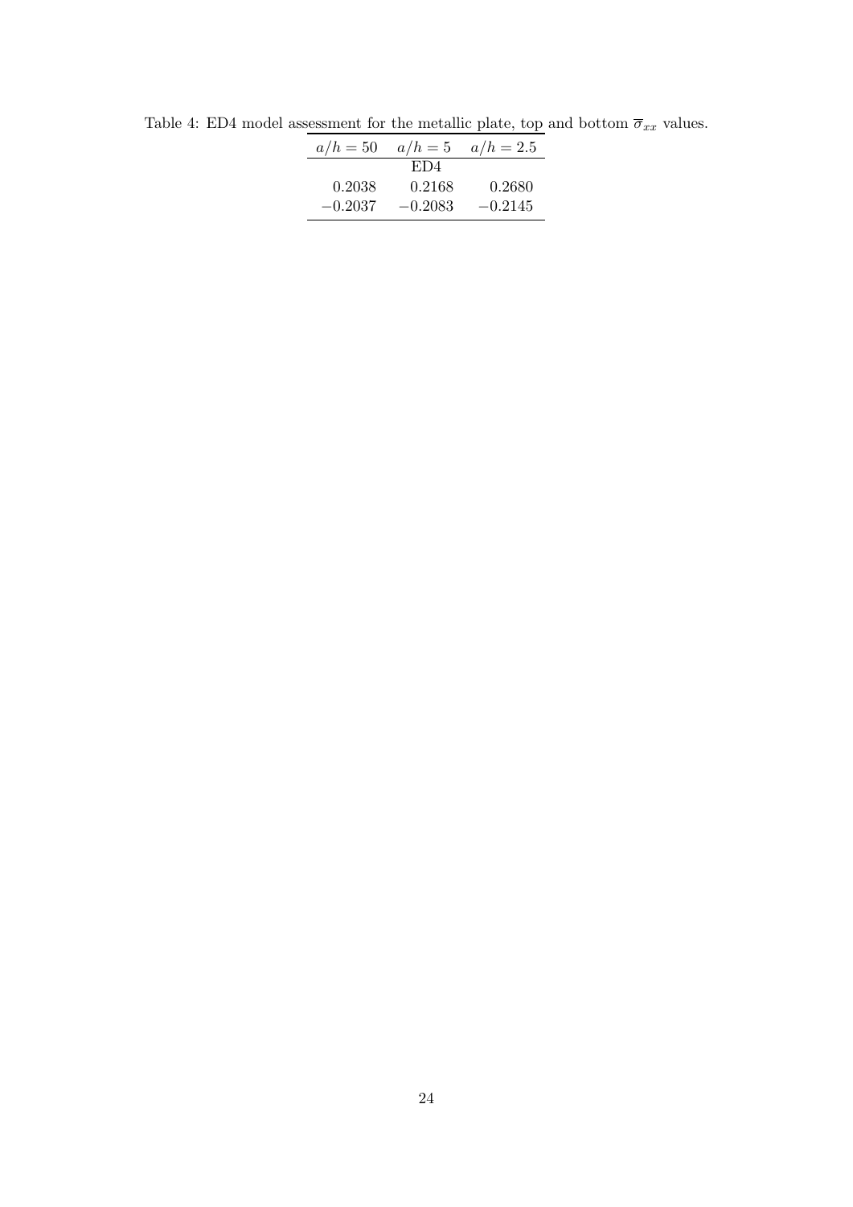Table 4: ED4 model assessment for the metallic plate, top and bottom $\overline{\sigma}_{xx}$ values.

| $a/h = 50$ | $a/h = 5$ | $a/h = 2.5$ |
|---|---|---|
| | ED4 | |
| 0.2038 | 0.2168 | 0.2680 |
| $-0.2037$ | $-0.2083$ | $-0.2145$ |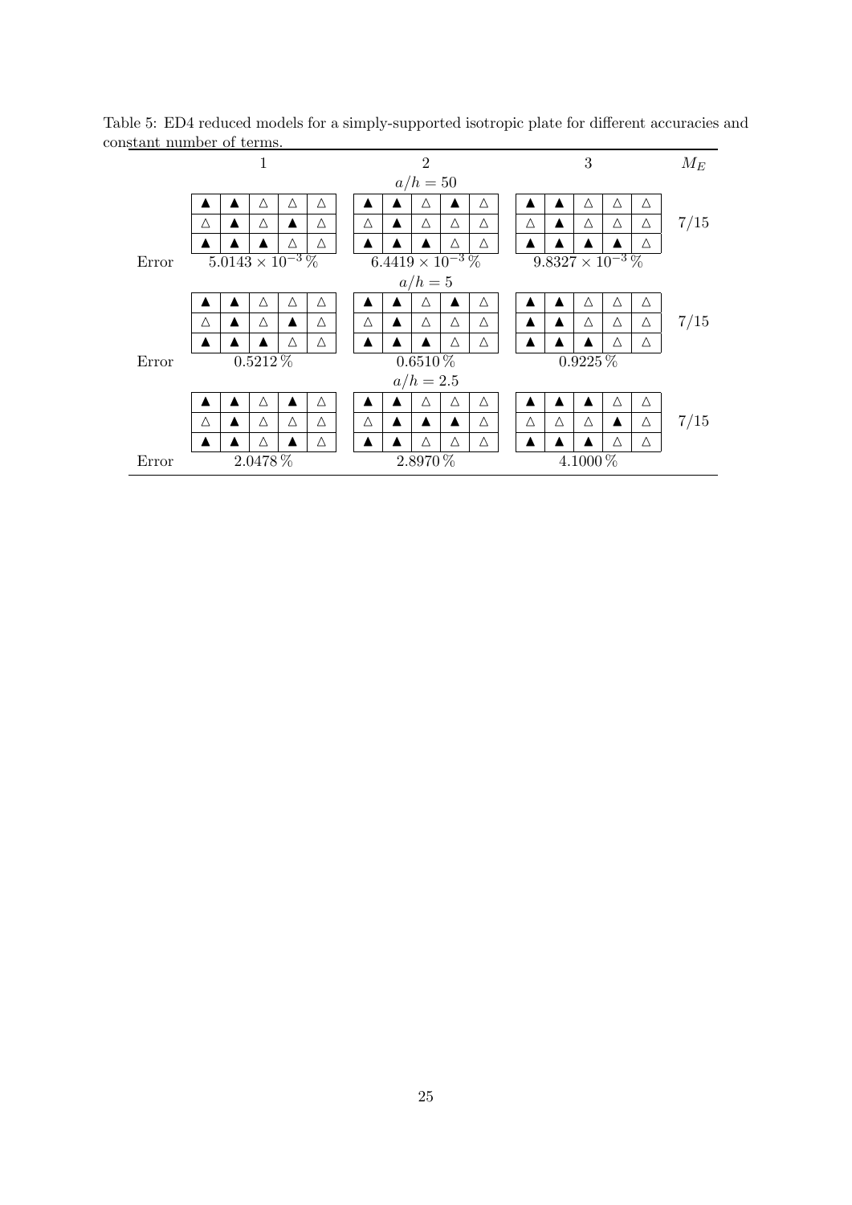Table 5: ED4 reduced models for a simply-supported isotropic plate for different accuracies and constant number of terms.

| | 1 | 2 | 3 | $M_E$ |
|---|---|---|---|---|
| | | $a/h = 50$ | | |
| | ▲ ▲ △ △ △ | ▲ ▲ △ ▲ △ | ▲ ▲ △ △ △ | |
| | △ ▲ △ ▲ △ | △ ▲ △ △ △ | △ ▲ △ △ △ | 7/15 |
| | ▲ ▲ ▲ △ △ | ▲ ▲ ▲ △ △ | ▲ ▲ ▲ ▲ △ | |
| Error | $5.0143 \times 10^{-3}$ % | $6.4419 \times 10^{-3}$ % | $9.8327 \times 10^{-3}$ % | |
| | | $a/h = 5$ | | |
| | ▲ ▲ △ △ △ | ▲ ▲ △ ▲ △ | ▲ ▲ △ △ △ | |
| | △ ▲ △ ▲ △ | △ ▲ △ △ △ | ▲ ▲ △ △ △ | 7/15 |
| | ▲ ▲ ▲ △ △ | ▲ ▲ ▲ △ △ | ▲ ▲ ▲ △ △ | |
| Error | 0.5212 % | 0.6510 % | 0.9225 % | |
| | | $a/h = 2.5$ | | |
| | ▲ ▲ △ ▲ △ | ▲ ▲ △ △ △ | ▲ ▲ ▲ △ △ | |
| | △ ▲ △ △ △ | △ ▲ ▲ ▲ △ | △ △ △ ▲ △ | 7/15 |
| | ▲ ▲ △ ▲ △ | ▲ ▲ △ △ △ | ▲ ▲ ▲ △ △ | |
| Error | 2.0478 % | 2.8970 % | 4.1000 % | |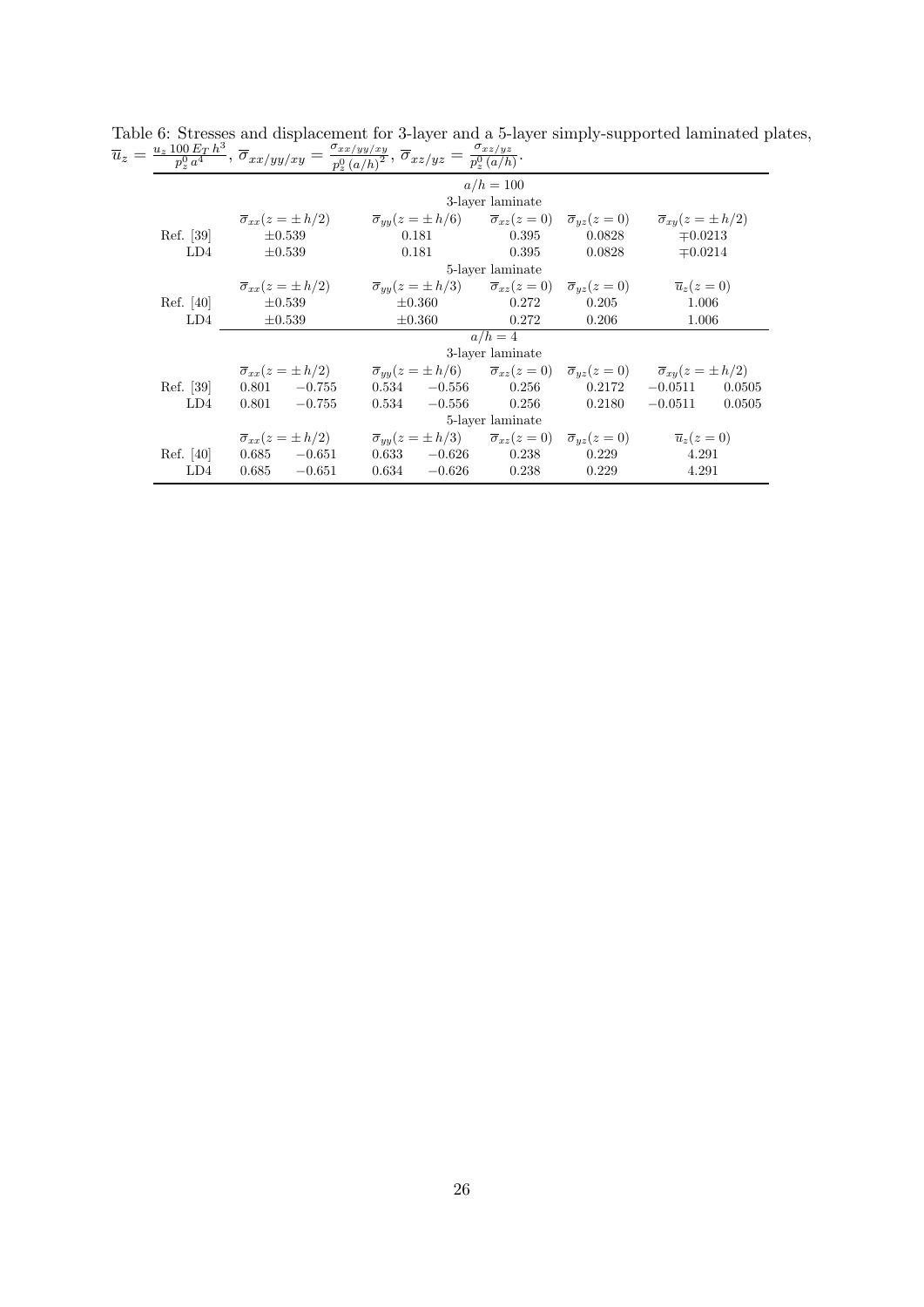Table 6: Stresses and displacement for 3-layer and a 5-layer simply-supported laminated plates, $\overline{u}_z = \frac{u_z\,100\,E_T\,h^3}{p_z^0\,a^4}$, $\overline{\sigma}_{xx/yy/xy} = \frac{\sigma_{xx/yy/xy}}{p_z^0\,(a/h)^2}$, $\overline{\sigma}_{xz/yz} = \frac{\sigma_{xz/yz}}{p_z^0\,(a/h)}$.

| | | | | | | | | |
|---|---|---|---|---|---|---|---|---|
| | $a/h = 100$ | | | | | | | |
| | 3-layer laminate | | | | | | | |
| | $\overline{\sigma}_{xx}(z = \pm h/2)$ | | $\overline{\sigma}_{yy}(z = \pm h/6)$ | | $\overline{\sigma}_{xz}(z = 0)$ | $\overline{\sigma}_{yz}(z = 0)$ | $\overline{\sigma}_{xy}(z = \pm h/2)$ | |
| Ref. [39] | $\pm 0.539$ | | 0.181 | | 0.395 | 0.0828 | $\mp 0.0213$ | |
| LD4 | $\pm 0.539$ | | 0.181 | | 0.395 | 0.0828 | $\mp 0.0214$ | |
| | 5-layer laminate | | | | | | | |
| | $\overline{\sigma}_{xx}(z = \pm h/2)$ | | $\overline{\sigma}_{yy}(z = \pm h/3)$ | | $\overline{\sigma}_{xz}(z = 0)$ | $\overline{\sigma}_{yz}(z = 0)$ | $\overline{u}_z(z = 0)$ | |
| Ref. [40] | $\pm 0.539$ | | $\pm 0.360$ | | 0.272 | 0.205 | 1.006 | |
| LD4 | $\pm 0.539$ | | $\pm 0.360$ | | 0.272 | 0.206 | 1.006 | |
| | $a/h = 4$ | | | | | | | |
| | 3-layer laminate | | | | | | | |
| | $\overline{\sigma}_{xx}(z = \pm h/2)$ | | $\overline{\sigma}_{yy}(z = \pm h/6)$ | | $\overline{\sigma}_{xz}(z = 0)$ | $\overline{\sigma}_{yz}(z = 0)$ | $\overline{\sigma}_{xy}(z = \pm h/2)$ | |
| Ref. [39] | 0.801 | $-0.755$ | 0.534 | $-0.556$ | 0.256 | 0.2172 | $-0.0511$ | 0.0505 |
| LD4 | 0.801 | $-0.755$ | 0.534 | $-0.556$ | 0.256 | 0.2180 | $-0.0511$ | 0.0505 |
| | 5-layer laminate | | | | | | | |
| | $\overline{\sigma}_{xx}(z = \pm h/2)$ | | $\overline{\sigma}_{yy}(z = \pm h/3)$ | | $\overline{\sigma}_{xz}(z = 0)$ | $\overline{\sigma}_{yz}(z = 0)$ | $\overline{u}_z(z = 0)$ | |
| Ref. [40] | 0.685 | $-0.651$ | 0.633 | $-0.626$ | 0.238 | 0.229 | 4.291 | |
| LD4 | 0.685 | $-0.651$ | 0.634 | $-0.626$ | 0.238 | 0.229 | 4.291 | |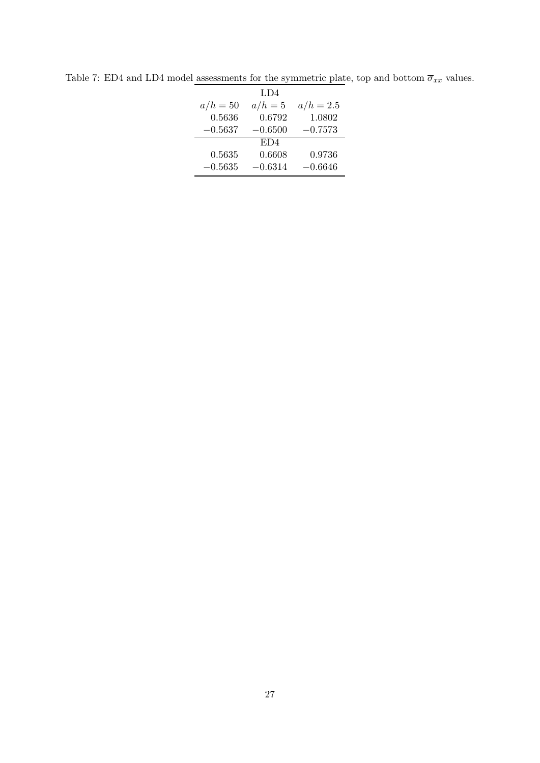Table 7: ED4 and LD4 model assessments for the symmetric plate, top and bottom $\overline{\sigma}_{xx}$ values.

| | LD4 | |
|---|---|---|
| $a/h = 50$ | $a/h = 5$ | $a/h = 2.5$ |
| 0.5636 | 0.6792 | 1.0802 |
| $-0.5637$ | $-0.6500$ | $-0.7573$ |
| | ED4 | |
| 0.5635 | 0.6608 | 0.9736 |
| $-0.5635$ | $-0.6314$ | $-0.6646$ |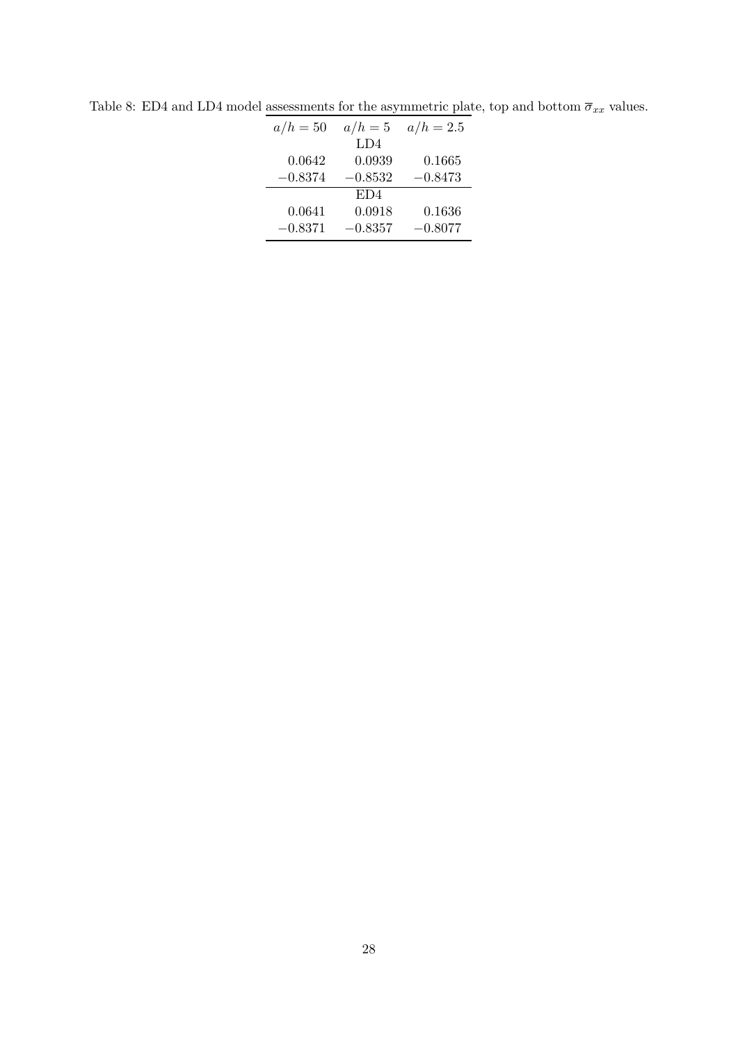Table 8: ED4 and LD4 model assessments for the asymmetric plate, top and bottom $\overline{\sigma}_{xx}$ values.

| $a/h = 50$ | $a/h = 5$ | $a/h = 2.5$ |
|---|---|---|
| | LD4 | |
| 0.0642 | 0.0939 | 0.1665 |
| $-0.8374$ | $-0.8532$ | $-0.8473$ |
| | ED4 | |
| 0.0641 | 0.0918 | 0.1636 |
| $-0.8371$ | $-0.8357$ | $-0.8077$ |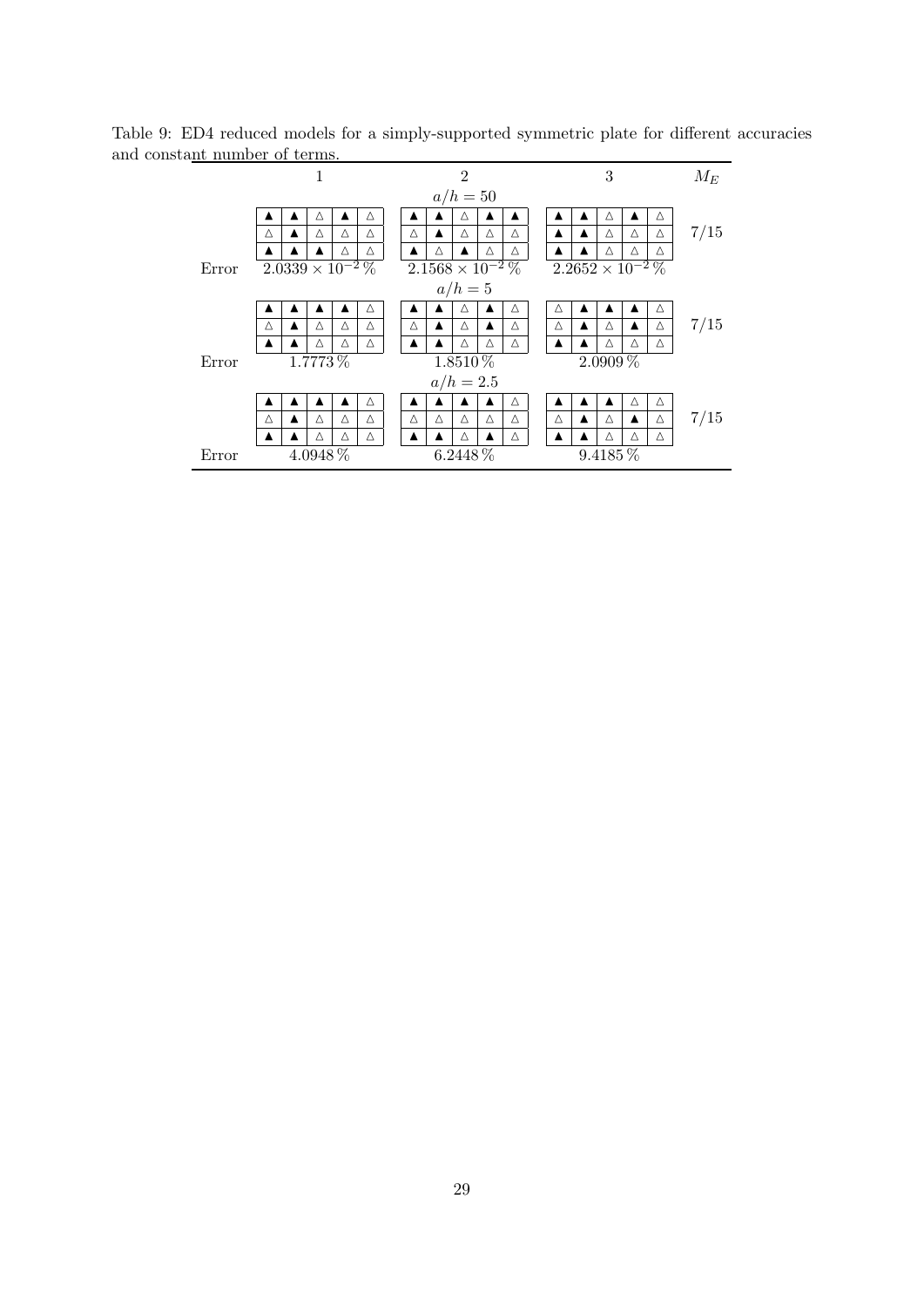Table 9: ED4 reduced models for a simply-supported symmetric plate for different accuracies and constant number of terms.

| | 1 | 2 | 3 | $M_E$ |
|---|---|---|---|---|
| | | $a/h = 50$ | | |
| | ▲ ▲ △ ▲ △<br>△ ▲ △ △ △<br>▲ ▲ ▲ △ △ | ▲ ▲ △ ▲ ▲<br>△ ▲ △ △ △<br>▲ △ ▲ △ △ | ▲ ▲ △ ▲ △<br>▲ ▲ △ △ △<br>▲ ▲ △ △ △ | 7/15 |
| Error | $2.0339 \times 10^{-2}$ % | $2.1568 \times 10^{-2}$ % | $2.2652 \times 10^{-2}$ % | |
| | | $a/h = 5$ | | |
| | ▲ ▲ ▲ ▲ △<br>△ ▲ △ △ △<br>▲ ▲ △ △ △ | ▲ ▲ △ ▲ △<br>△ ▲ △ ▲ △<br>▲ ▲ △ △ △ | △ ▲ ▲ ▲ △<br>△ ▲ △ ▲ △<br>▲ ▲ △ △ △ | 7/15 |
| Error | 1.7773 % | 1.8510 % | 2.0909 % | |
| | | $a/h = 2.5$ | | |
| | ▲ ▲ ▲ ▲ △<br>△ ▲ △ △ △<br>▲ ▲ △ △ △ | ▲ ▲ ▲ ▲ △<br>△ △ △ △ △<br>▲ ▲ △ ▲ △ | ▲ ▲ ▲ △ △<br>△ ▲ △ ▲ △<br>▲ ▲ △ △ △ | 7/15 |
| Error | 4.0948 % | 6.2448 % | 9.4185 % | |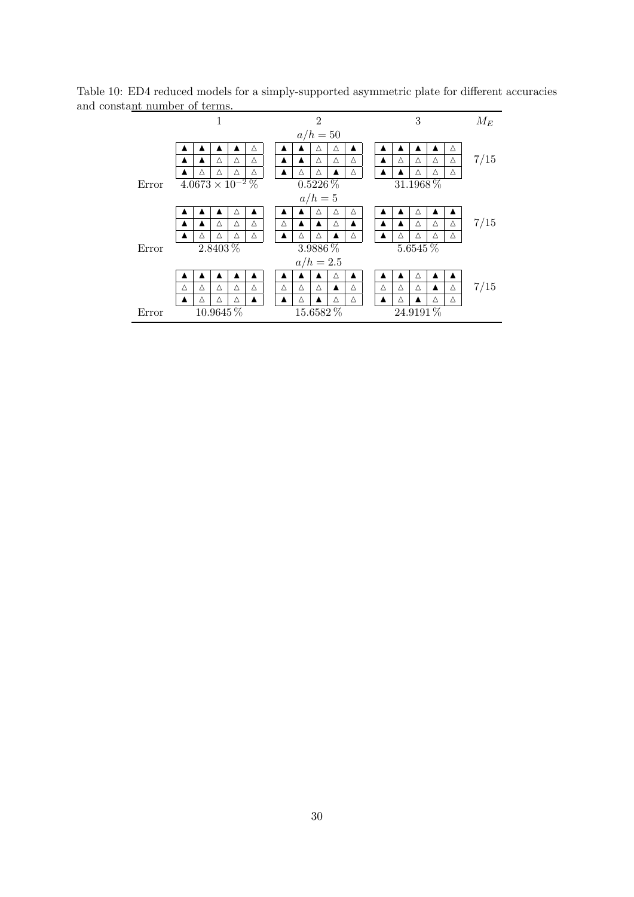Table 10: ED4 reduced models for a simply-supported asymmetric plate for different accuracies and constant number of terms.

| | 1 | 2 | 3 | $M_E$ |
|---|---|---|---|---|
| | | $a/h = 50$ | | |
| | ▲ ▲ ▲ ▲ △ | ▲ ▲ △ △ ▲ | ▲ ▲ ▲ ▲ △ | |
| | ▲ ▲ △ △ △ | ▲ ▲ △ △ △ | ▲ △ △ △ △ | 7/15 |
| | ▲ △ △ △ △ | ▲ △ △ ▲ △ | ▲ ▲ △ △ △ | |
| Error | $4.0673 \times 10^{-2}\,\%$ | $0.5226\,\%$ | $31.1968\,\%$ | |
| | | $a/h = 5$ | | |
| | ▲ ▲ ▲ △ ▲ | ▲ ▲ △ △ △ | ▲ ▲ △ ▲ ▲ | |
| | ▲ ▲ △ △ △ | △ ▲ ▲ △ ▲ | ▲ ▲ △ △ △ | 7/15 |
| | ▲ △ △ △ △ | ▲ △ △ ▲ △ | ▲ △ △ △ △ | |
| Error | $2.8403\,\%$ | $3.9886\,\%$ | $5.6545\,\%$ | |
| | | $a/h = 2.5$ | | |
| | ▲ ▲ ▲ ▲ ▲ | ▲ ▲ ▲ △ ▲ | ▲ ▲ △ ▲ ▲ | |
| | △ △ △ △ △ | △ △ △ ▲ △ | △ △ △ ▲ △ | 7/15 |
| | ▲ △ △ △ ▲ | ▲ △ ▲ △ △ | ▲ △ ▲ △ △ | |
| Error | $10.9645\,\%$ | $15.6582\,\%$ | $24.9191\,\%$ | |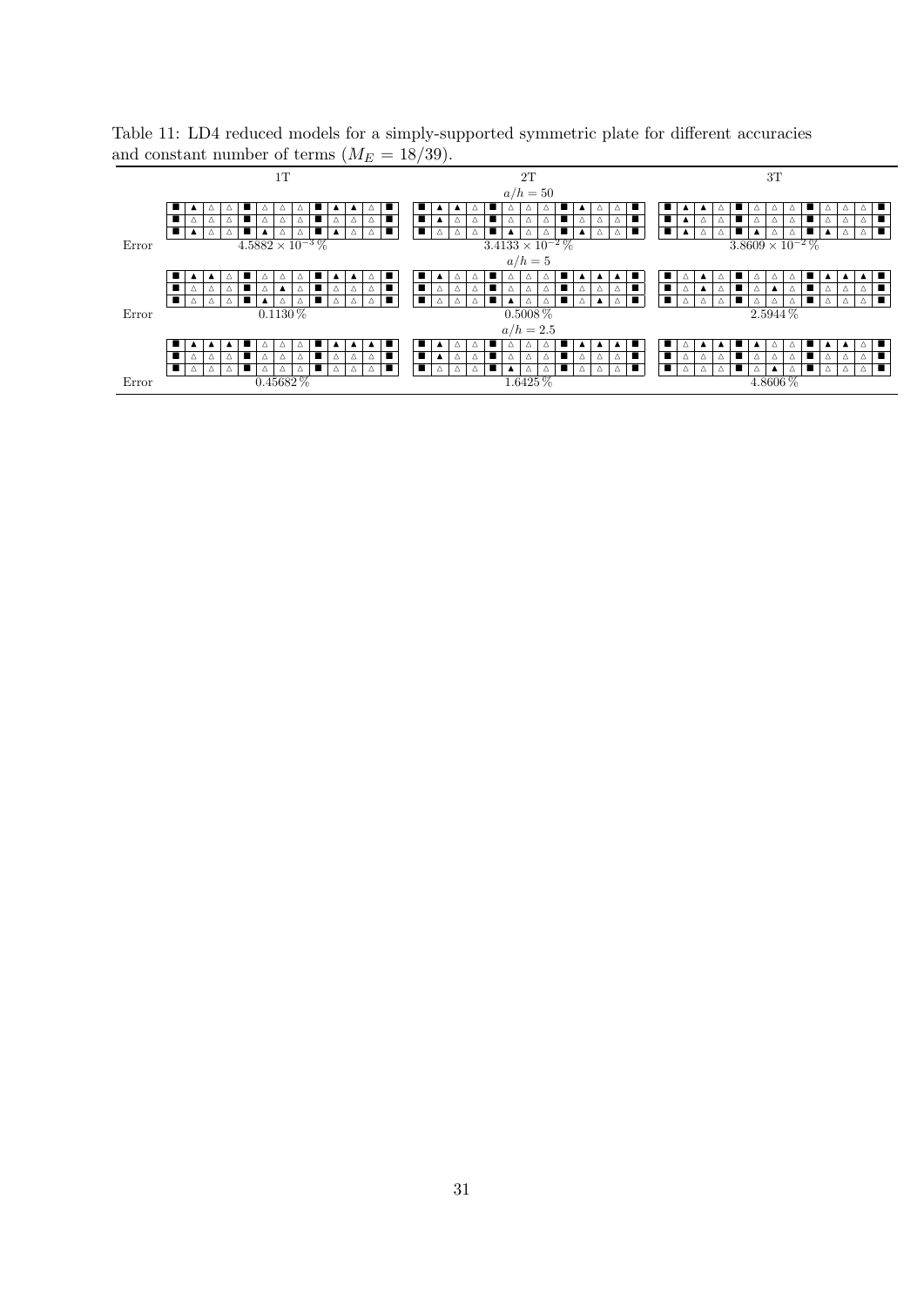Table 11: LD4 reduced models for a simply-supported symmetric plate for different accuracies and constant number of terms ($M_E = 18/39$).

| | 1T | 2T | 3T |
|---|---|---|---|
| | | $a/h = 50$ | |
| | ■ ▲ △ △ ■ △ △ △ ■ ▲ ▲ △ ■ | ■ ▲ ▲ △ ■ △ △ △ ■ ▲ △ △ ■ | ■ ▲ ▲ △ ■ △ △ △ ■ △ △ △ ■ |
| | ■ △ △ △ ■ △ △ △ ■ △ △ △ ■ | ■ ▲ △ △ ■ △ △ △ ■ △ △ △ ■ | ■ ▲ △ △ ■ △ △ △ ■ △ △ △ ■ |
| | ■ ▲ △ △ ■ ▲ △ △ ■ ▲ △ △ ■ | ■ △ △ △ ■ ▲ △ △ ■ ▲ △ △ ■ | ■ ▲ △ △ ■ ▲ △ △ ■ ▲ △ △ ■ |
| Error | $4.5882 \times 10^{-3}$ % | $3.4133 \times 10^{-2}$ % | $3.8609 \times 10^{-2}$ % |
| | | $a/h = 5$ | |
| | ■ ▲ ▲ △ ■ △ △ △ ■ ▲ ▲ △ ■ | ■ ▲ △ △ ■ △ △ △ ■ ▲ ▲ ▲ ■ | ■ △ ▲ △ ■ △ △ △ ■ ▲ ▲ ▲ ■ |
| | ■ △ △ △ ■ △ ▲ △ ■ △ △ △ ■ | ■ △ △ △ ■ △ △ △ ■ △ △ △ ■ | ■ △ ▲ △ ■ △ ▲ △ ■ △ △ △ ■ |
| | ■ △ △ △ ■ ▲ △ △ ■ △ △ △ ■ | ■ △ △ △ ■ ▲ △ △ ■ △ ▲ △ ■ | ■ △ △ △ ■ △ △ △ ■ △ △ △ ■ |
| Error | 0.1130 % | 0.5008 % | 2.5944 % |
| | | $a/h = 2.5$ | |
| | ■ ▲ ▲ ▲ ■ △ △ △ ■ ▲ ▲ ▲ ■ | ■ ▲ △ △ ■ △ △ △ ■ ▲ ▲ ▲ ■ | ■ △ ▲ ▲ ■ ▲ △ △ ■ ▲ ▲ △ ■ |
| | ■ △ △ △ ■ △ △ △ ■ △ △ △ ■ | ■ ▲ △ △ ■ △ △ △ ■ △ △ △ ■ | ■ △ △ △ ■ △ △ △ ■ △ △ △ ■ |
| | ■ △ △ △ ■ △ △ △ ■ △ △ △ ■ | ■ △ △ △ ■ ▲ △ △ ■ △ △ △ ■ | ■ △ △ △ ■ △ ▲ △ ■ △ △ △ ■ |
| Error | 0.45682 % | 1.6425 % | 4.8606 % |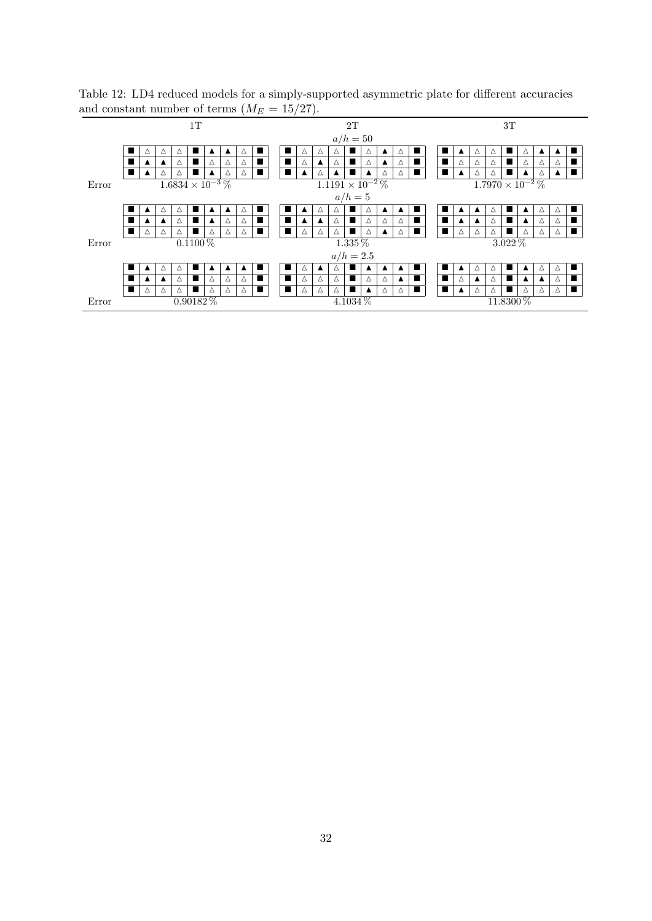Table 12: LD4 reduced models for a simply-supported asymmetric plate for different accuracies and constant number of terms ($M_E = 15/27$).

| | 1T | 2T | 3T |
|---|---|---|---|
| | | $a/h = 50$ | |
| | ■ △ △ △ ■ ▲ ▲ △ ■ | ■ △ △ △ ■ △ ▲ △ ■ | ■ ▲ △ △ ■ △ ▲ ▲ ■ |
| | ■ ▲ ▲ △ ■ △ △ △ ■ | ■ △ ▲ △ ■ △ ▲ △ ■ | ■ △ △ △ ■ △ △ △ ■ |
| | ■ ▲ △ △ ■ ▲ △ △ ■ | ■ ▲ △ ▲ ■ ▲ △ △ ■ | ■ ▲ △ △ ■ ▲ △ ▲ ■ |
| Error | $1.6834 \times 10^{-3}$ % | $1.1191 \times 10^{-2}$ % | $1.7970 \times 10^{-2}$ % |
| | | $a/h = 5$ | |
| | ■ ▲ △ △ ■ ▲ ▲ △ ■ | ■ ▲ △ △ ■ △ ▲ ▲ ■ | ■ ▲ ▲ △ ■ ▲ △ △ ■ |
| | ■ ▲ ▲ △ ■ ▲ △ △ ■ | ■ ▲ ▲ △ ■ △ △ △ ■ | ■ ▲ ▲ △ ■ ▲ △ △ ■ |
| | ■ △ △ △ ■ △ △ △ ■ | ■ △ △ △ ■ △ ▲ △ ■ | ■ △ △ △ ■ △ △ △ ■ |
| Error | 0.1100 % | 1.335 % | 3.022 % |
| | | $a/h = 2.5$ | |
| | ■ ▲ △ △ ■ ▲ ▲ ▲ ■ | ■ △ ▲ △ ■ ▲ ▲ ▲ ■ | ■ ▲ △ △ ■ ▲ △ △ ■ |
| | ■ ▲ ▲ △ ■ △ △ △ ■ | ■ △ △ △ ■ △ △ ▲ ■ | ■ △ ▲ △ ■ ▲ ▲ △ ■ |
| | ■ △ △ △ ■ △ △ △ ■ | ■ △ △ △ ■ ▲ △ △ ■ | ■ ▲ △ △ ■ △ △ △ ■ |
| Error | 0.90182 % | 4.1034 % | 11.8300 % |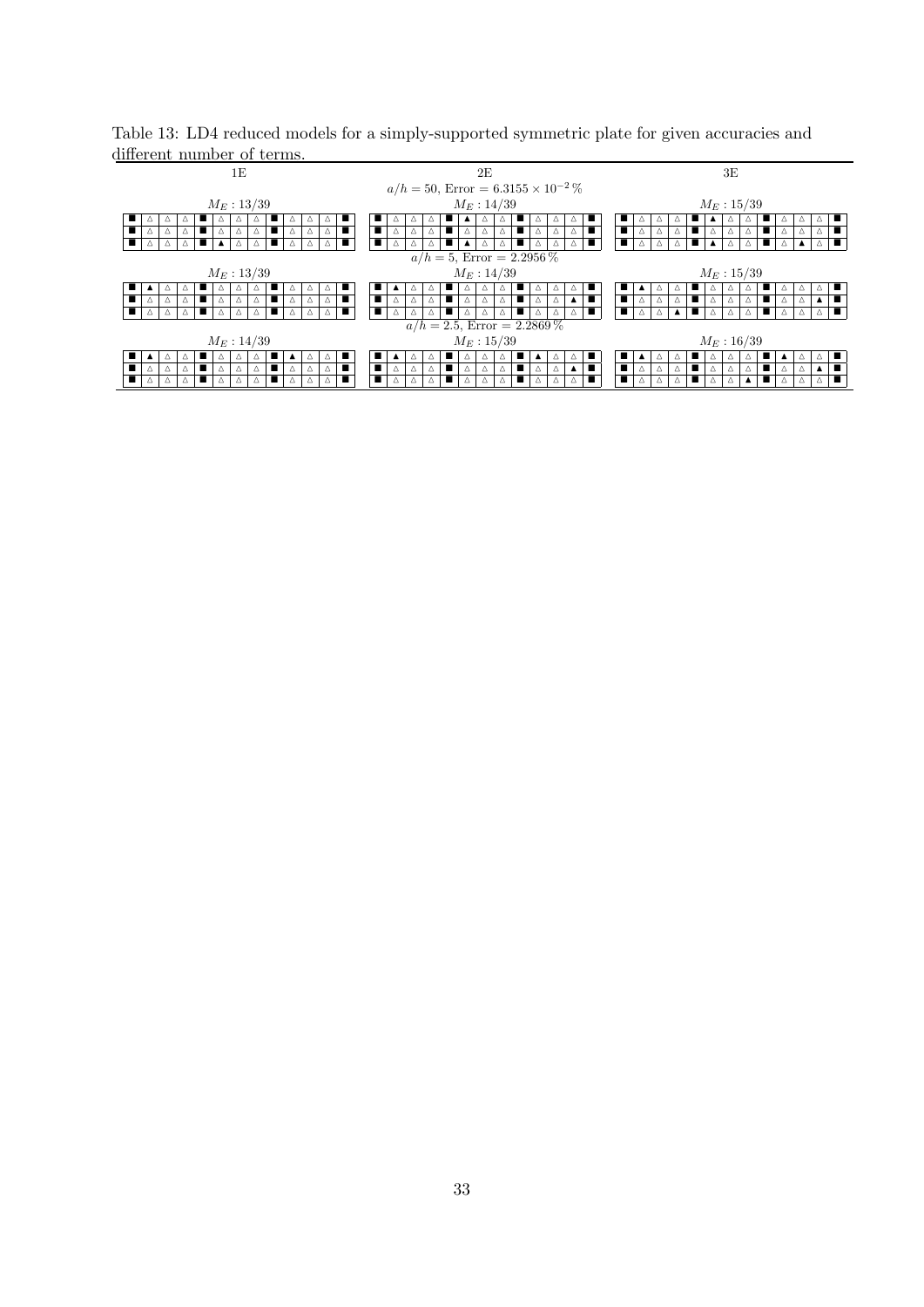Table 13: LD4 reduced models for a simply-supported symmetric plate for given accuracies and different number of terms.

| 1E | 2E | 3E |
|---|---|---|
| | $a/h = 50$, Error $= 6.3155 \times 10^{-2}$ % | |
| $M_E : 13/39$ | $M_E : 14/39$ | $M_E : 15/39$ |
| ■ △ △ △ ■ △ △ △ ■ △ △ △ ■ | ■ △ △ △ ■ ▲ △ △ ■ △ △ △ ■ | ■ △ △ △ ■ ▲ △ △ ■ △ △ △ ■ |
| ■ △ △ △ ■ △ △ △ ■ △ △ △ ■ | ■ △ △ △ ■ △ △ △ ■ △ △ △ ■ | ■ △ △ △ ■ △ △ △ ■ △ △ △ ■ |
| ■ △ △ △ ■ ▲ △ △ ■ △ △ △ ■ | ■ △ △ △ ■ ▲ △ △ ■ △ △ △ ■ | ■ △ △ △ ■ ▲ △ △ ■ △ ▲ △ ■ |
| | $a/h = 5$, Error $= 2.2956$ % | |
| $M_E : 13/39$ | $M_E : 14/39$ | $M_E : 15/39$ |
| ■ ▲ △ △ ■ △ △ △ ■ △ △ △ ■ | ■ ▲ △ △ ■ △ △ △ ■ △ △ △ ■ | ■ ▲ △ △ ■ △ △ △ ■ △ △ △ ■ |
| ■ △ △ △ ■ △ △ △ ■ △ △ △ ■ | ■ △ △ △ ■ △ △ △ ■ △ △ ▲ ■ | ■ △ △ △ ■ △ △ △ ■ △ △ ▲ ■ |
| ■ △ △ △ ■ △ △ △ ■ △ △ △ ■ | ■ △ △ △ ■ △ △ △ ■ △ △ △ ■ | ■ △ △ ▲ ■ △ △ △ ■ △ △ △ ■ |
| | $a/h = 2.5$, Error $= 2.2869$ % | |
| $M_E : 14/39$ | $M_E : 15/39$ | $M_E : 16/39$ |
| ■ ▲ △ △ ■ △ △ △ ■ ▲ △ △ ■ | ■ ▲ △ △ ■ △ △ △ ■ ▲ △ △ ■ | ■ ▲ △ △ ■ △ △ △ ■ ▲ △ △ ■ |
| ■ △ △ △ ■ △ △ △ ■ △ △ △ ■ | ■ △ △ △ ■ △ △ △ ■ △ △ ▲ ■ | ■ △ △ △ ■ △ △ △ ■ △ △ ▲ ■ |
| ■ △ △ △ ■ △ △ △ ■ △ △ △ ■ | ■ △ △ △ ■ △ △ △ ■ △ △ △ ■ | ■ △ △ △ ■ △ △ ▲ ■ △ △ △ ■ |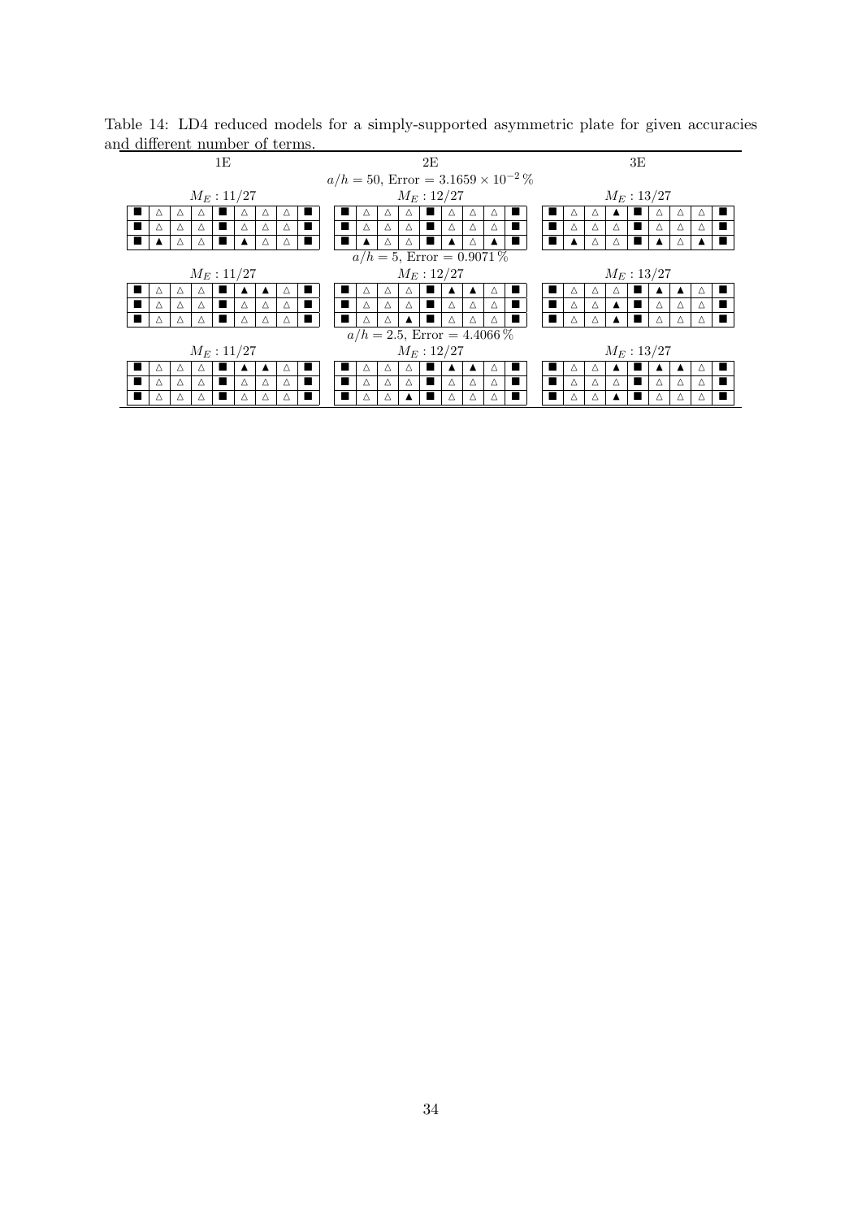Table 14: LD4 reduced models for a simply-supported asymmetric plate for given accuracies and different number of terms.

| 1E | 2E | 3E |
|---|---|---|
| | $a/h = 50$, Error $= 3.1659 \times 10^{-2}$ % | |
| $M_E : 11/27$ | $M_E : 12/27$ | $M_E : 13/27$ |
| ■ △ △ △ ■ △ △ △ ■ | ■ △ △ △ ■ △ △ △ ■ | ■ △ △ ▲ ■ △ △ △ ■ |
| ■ △ △ △ ■ △ △ △ ■ | ■ △ △ △ ■ △ △ △ ■ | ■ △ △ △ ■ △ △ △ ■ |
| ■ ▲ △ △ ■ ▲ △ △ ■ | ■ ▲ △ △ ■ ▲ △ ▲ ■ | ■ ▲ △ △ ■ ▲ △ ▲ ■ |
| | $a/h = 5$, Error $= 0.9071$ % | |
| $M_E : 11/27$ | $M_E : 12/27$ | $M_E : 13/27$ |
| ■ △ △ △ ■ ▲ ▲ △ ■ | ■ △ △ △ ■ ▲ ▲ △ ■ | ■ △ △ △ ■ ▲ ▲ △ ■ |
| ■ △ △ △ ■ △ △ △ ■ | ■ △ △ △ ■ △ △ △ ■ | ■ △ △ ▲ ■ △ △ △ ■ |
| ■ △ △ △ ■ △ △ △ ■ | ■ △ △ ▲ ■ △ △ △ ■ | ■ △ △ ▲ ■ △ △ △ ■ |
| | $a/h = 2.5$, Error $= 4.4066$ % | |
| $M_E : 11/27$ | $M_E : 12/27$ | $M_E : 13/27$ |
| ■ △ △ △ ■ ▲ ▲ △ ■ | ■ △ △ △ ■ ▲ ▲ △ ■ | ■ △ △ ▲ ■ ▲ ▲ △ ■ |
| ■ △ △ △ ■ △ △ △ ■ | ■ △ △ △ ■ △ △ △ ■ | ■ △ △ △ ■ △ △ △ ■ |
| ■ △ △ △ ■ △ △ △ ■ | ■ △ △ ▲ ■ △ △ △ ■ | ■ △ △ ▲ ■ △ △ △ ■ |